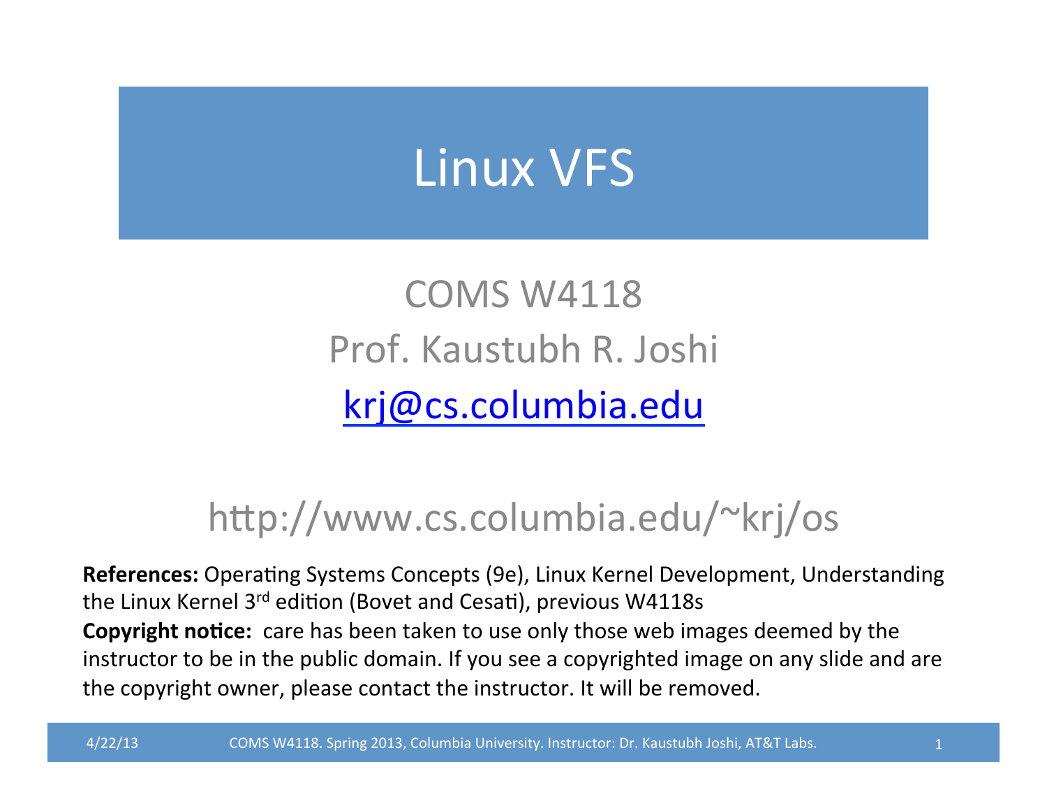# Linux VFS

COMS W4118

Prof. Kaustubh R. Joshi

krj@cs.columbia.edu

http://www.cs.columbia.edu/~krj/os

**References:** Operating Systems Concepts (9e), Linux Kernel Development, Understanding the Linux Kernel 3rd edition (Bovet and Cesati), previous W4118s

**Copyright notice:** care has been taken to use only those web images deemed by the instructor to be in the public domain. If you see a copyrighted image on any slide and are the copyright owner, please contact the instructor. It will be removed.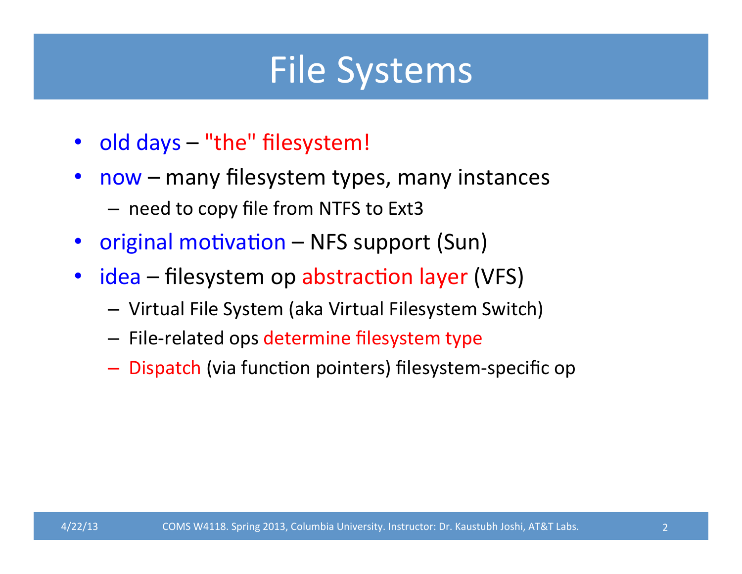# File Systems

- old days – "the" filesystem!
- now – many filesystem types, many instances
  - need to copy file from NTFS to Ext3
- original motivation – NFS support (Sun)
- idea – filesystem op abstraction layer (VFS)
  - Virtual File System (aka Virtual Filesystem Switch)
  - File-related ops determine filesystem type
  - Dispatch (via function pointers) filesystem-specific op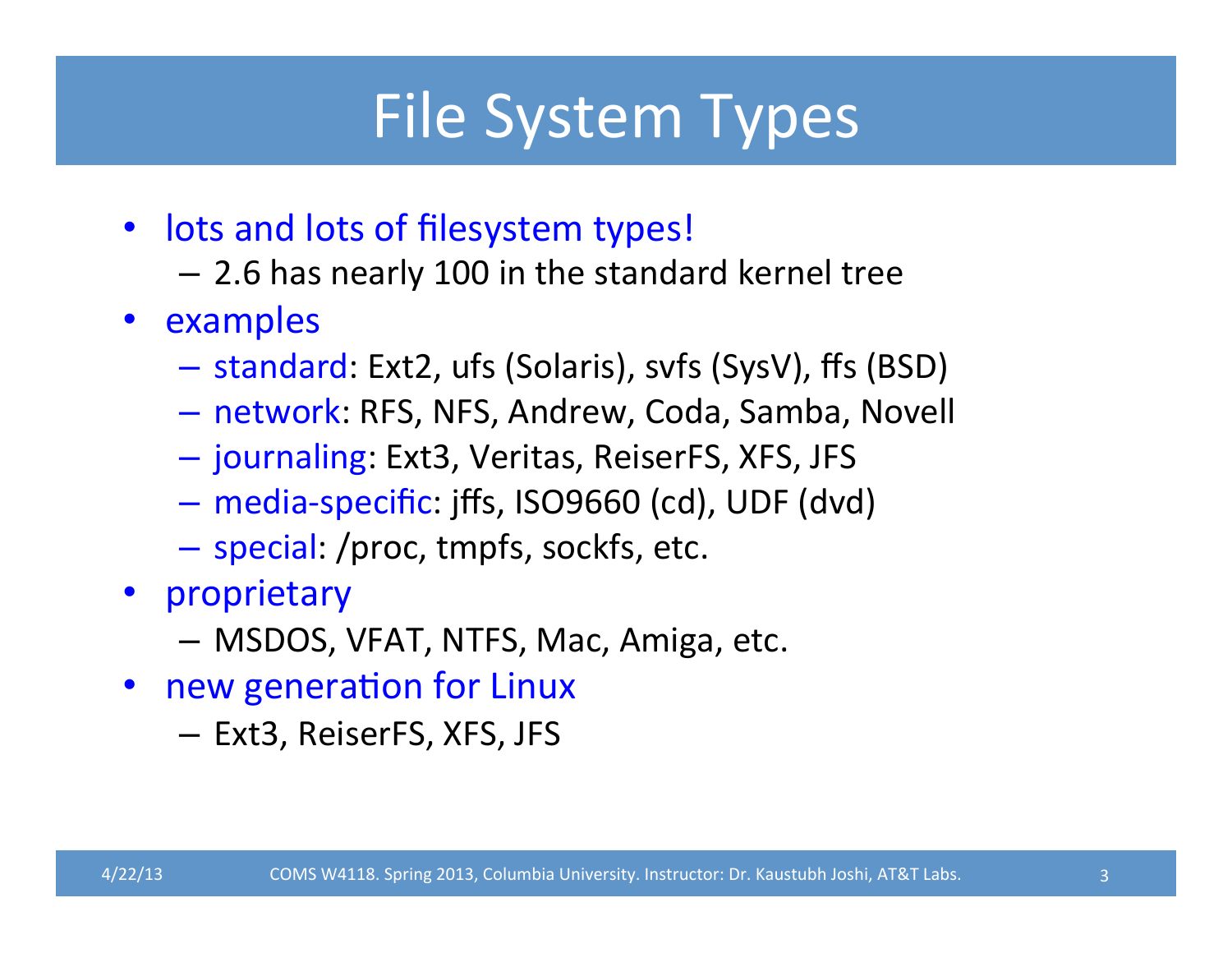# File System Types

- lots and lots of filesystem types!
  - 2.6 has nearly 100 in the standard kernel tree
- examples
  - standard: Ext2, ufs (Solaris), svfs (SysV), ffs (BSD)
  - network: RFS, NFS, Andrew, Coda, Samba, Novell
  - journaling: Ext3, Veritas, ReiserFS, XFS, JFS
  - media-specific: jffs, ISO9660 (cd), UDF (dvd)
  - special: /proc, tmpfs, sockfs, etc.
- proprietary
  - MSDOS, VFAT, NTFS, Mac, Amiga, etc.
- new generation for Linux
  - Ext3, ReiserFS, XFS, JFS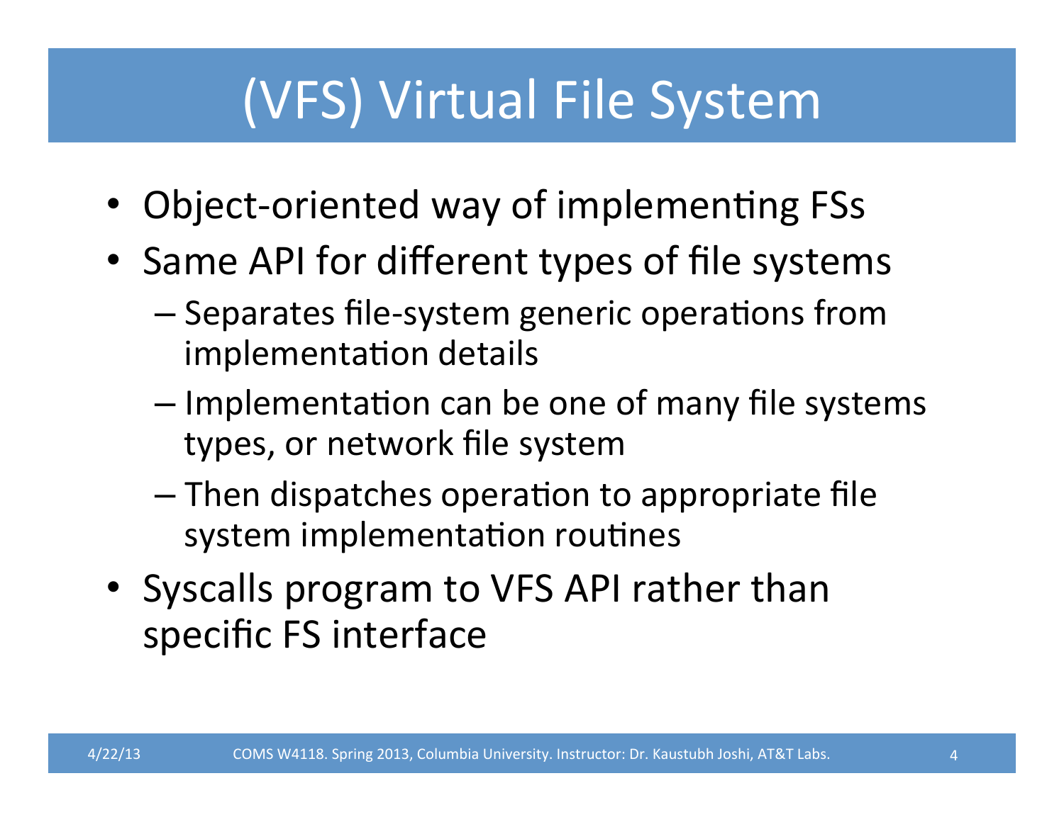# (VFS) Virtual File System

- Object-oriented way of implementing FSs
- Same API for different types of file systems
  - Separates file-system generic operations from implementation details
  - Implementation can be one of many file systems types, or network file system
  - Then dispatches operation to appropriate file system implementation routines
- Syscalls program to VFS API rather than specific FS interface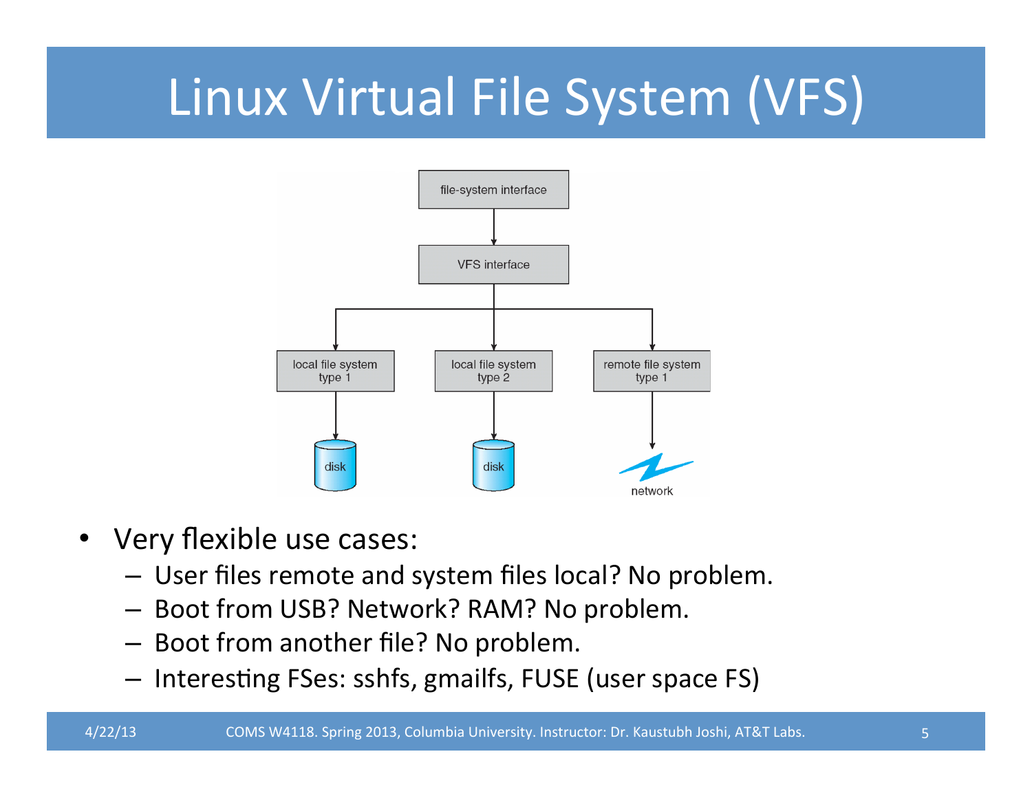# Linux Virtual File System (VFS)

- Very flexible use cases:
  - User files remote and system files local? No problem.
  - Boot from USB? Network? RAM? No problem.
  - Boot from another file? No problem.
  - Interesting FSes: sshfs, gmailfs, FUSE (user space FS)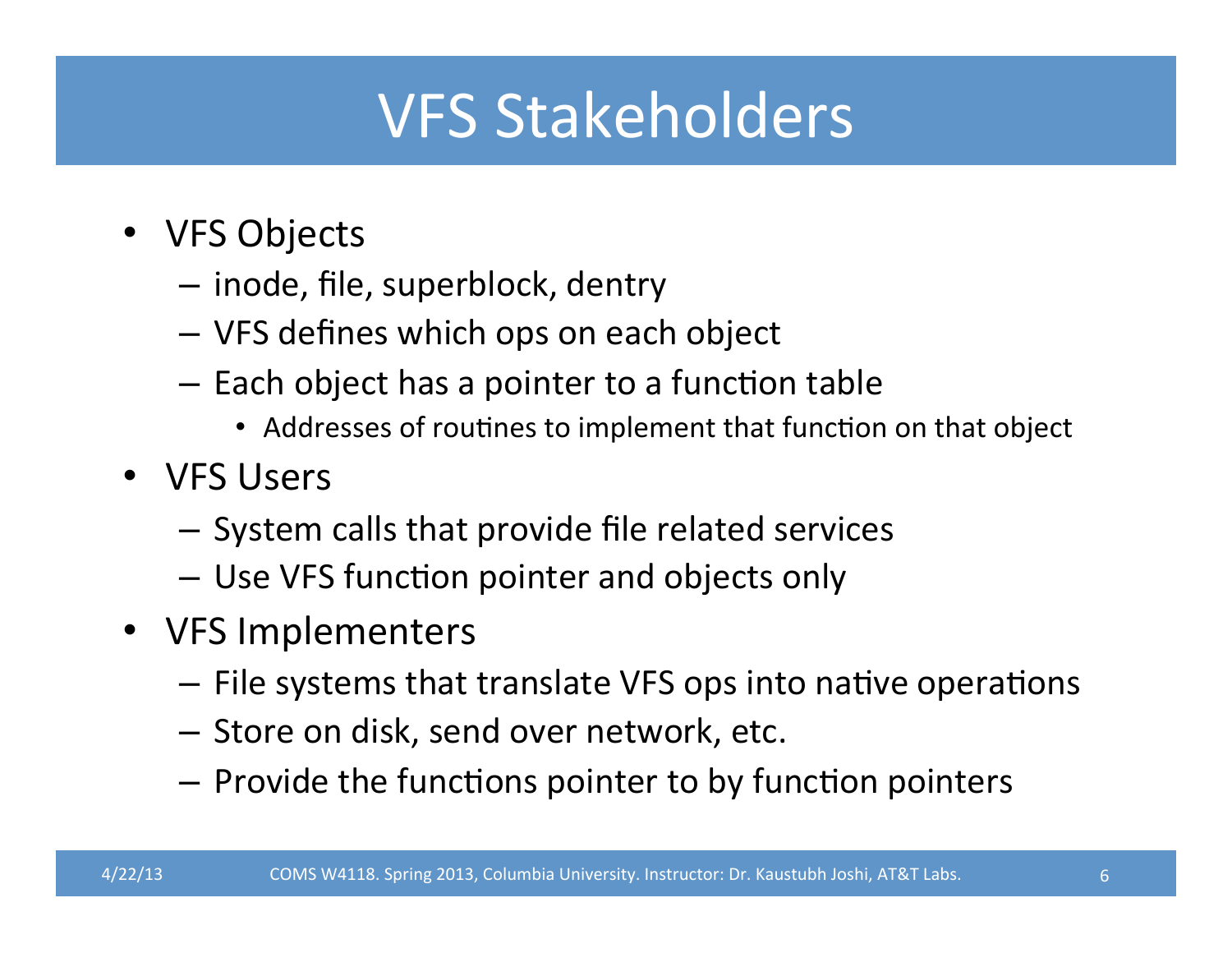# VFS Stakeholders

- VFS Objects
  - inode, file, superblock, dentry
  - VFS defines which ops on each object
  - Each object has a pointer to a function table
    - Addresses of routines to implement that function on that object
- VFS Users
  - System calls that provide file related services
  - Use VFS function pointer and objects only
- VFS Implementers
  - File systems that translate VFS ops into native operations
  - Store on disk, send over network, etc.
  - Provide the functions pointer to by function pointers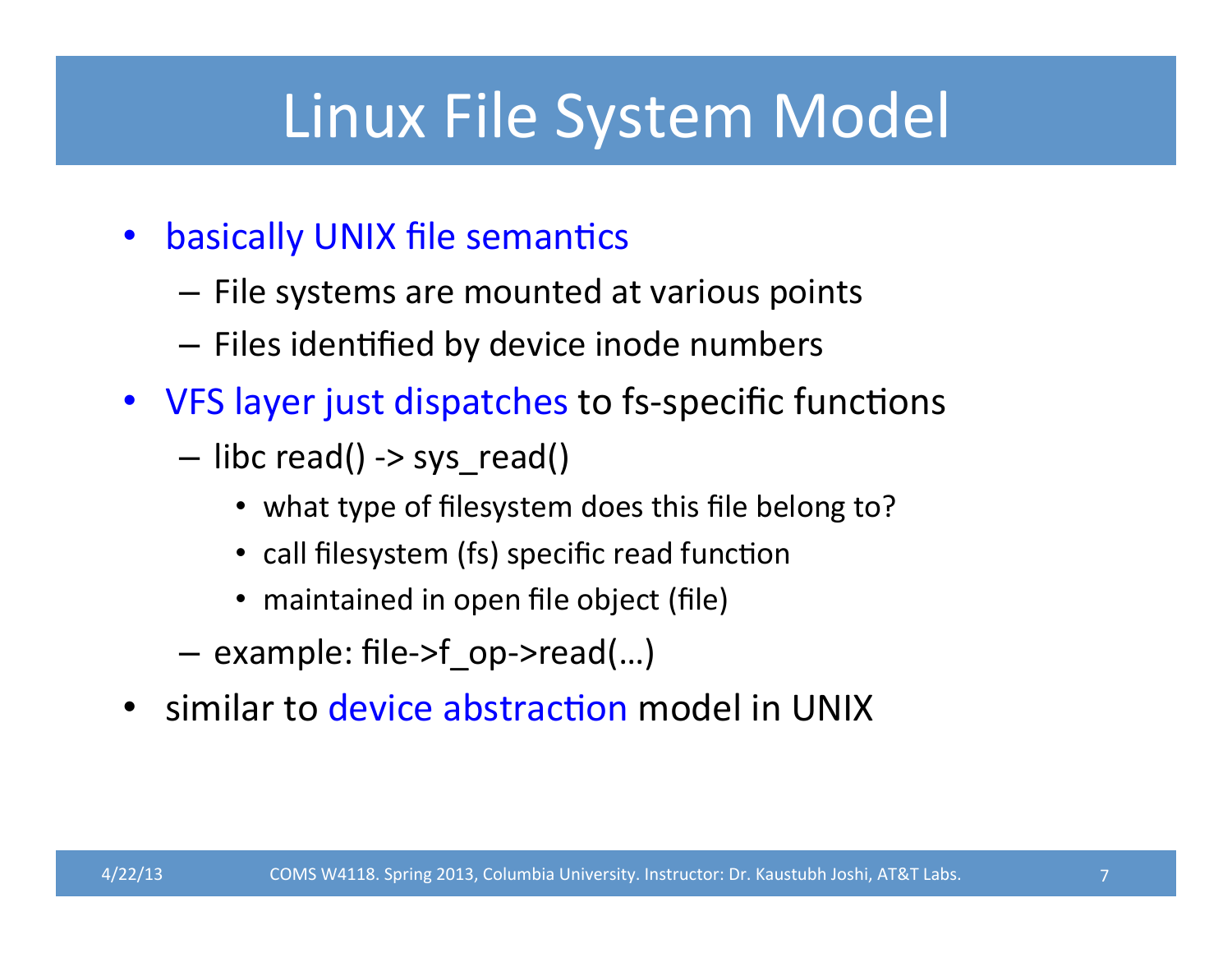# Linux File System Model

- basically UNIX file semantics
  - File systems are mounted at various points
  - Files identified by device inode numbers
- VFS layer just dispatches to fs-specific functions
  - libc read() -> sys_read()
    - what type of filesystem does this file belong to?
    - call filesystem (fs) specific read function
    - maintained in open file object (file)
  - example: file->f_op->read(…)
- similar to device abstraction model in UNIX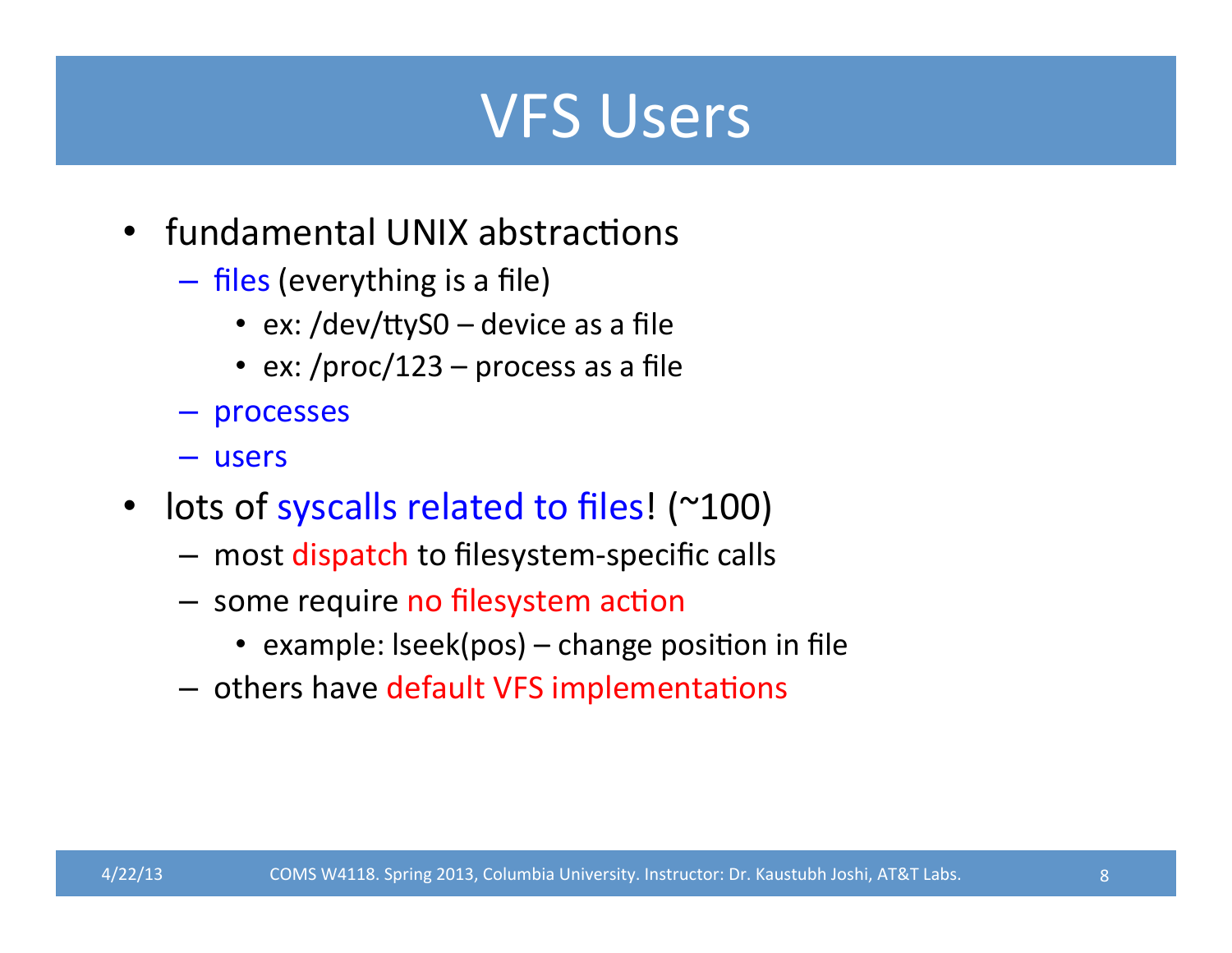# VFS Users

- fundamental UNIX abstractions
  - files (everything is a file)
    - ex: /dev/ttyS0 – device as a file
    - ex: /proc/123 – process as a file
  - processes
  - users
- lots of syscalls related to files! (~100)
  - most dispatch to filesystem-specific calls
  - some require no filesystem action
    - example: lseek(pos) – change position in file
  - others have default VFS implementations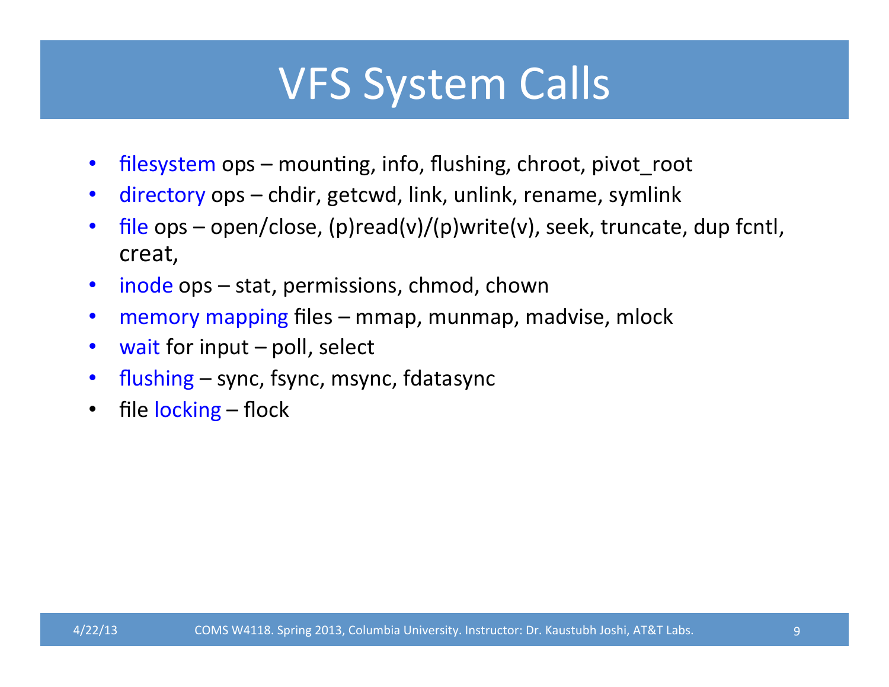# VFS System Calls

- filesystem ops – mounting, info, flushing, chroot, pivot_root
- directory ops – chdir, getcwd, link, unlink, rename, symlink
- file ops – open/close, (p)read(v)/(p)write(v), seek, truncate, dup fcntl, creat,
- inode ops – stat, permissions, chmod, chown
- memory mapping files – mmap, munmap, madvise, mlock
- wait for input – poll, select
- flushing – sync, fsync, msync, fdatasync
- file locking – flock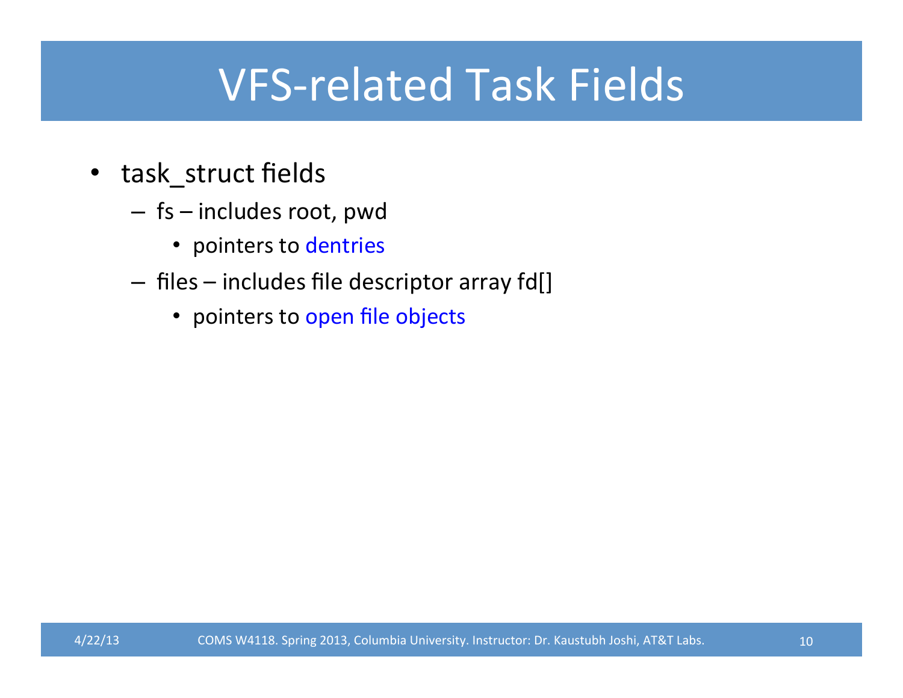# VFS-related Task Fields

- task_struct fields
  - fs – includes root, pwd
    - pointers to dentries
  - files – includes file descriptor array fd[]
    - pointers to open file objects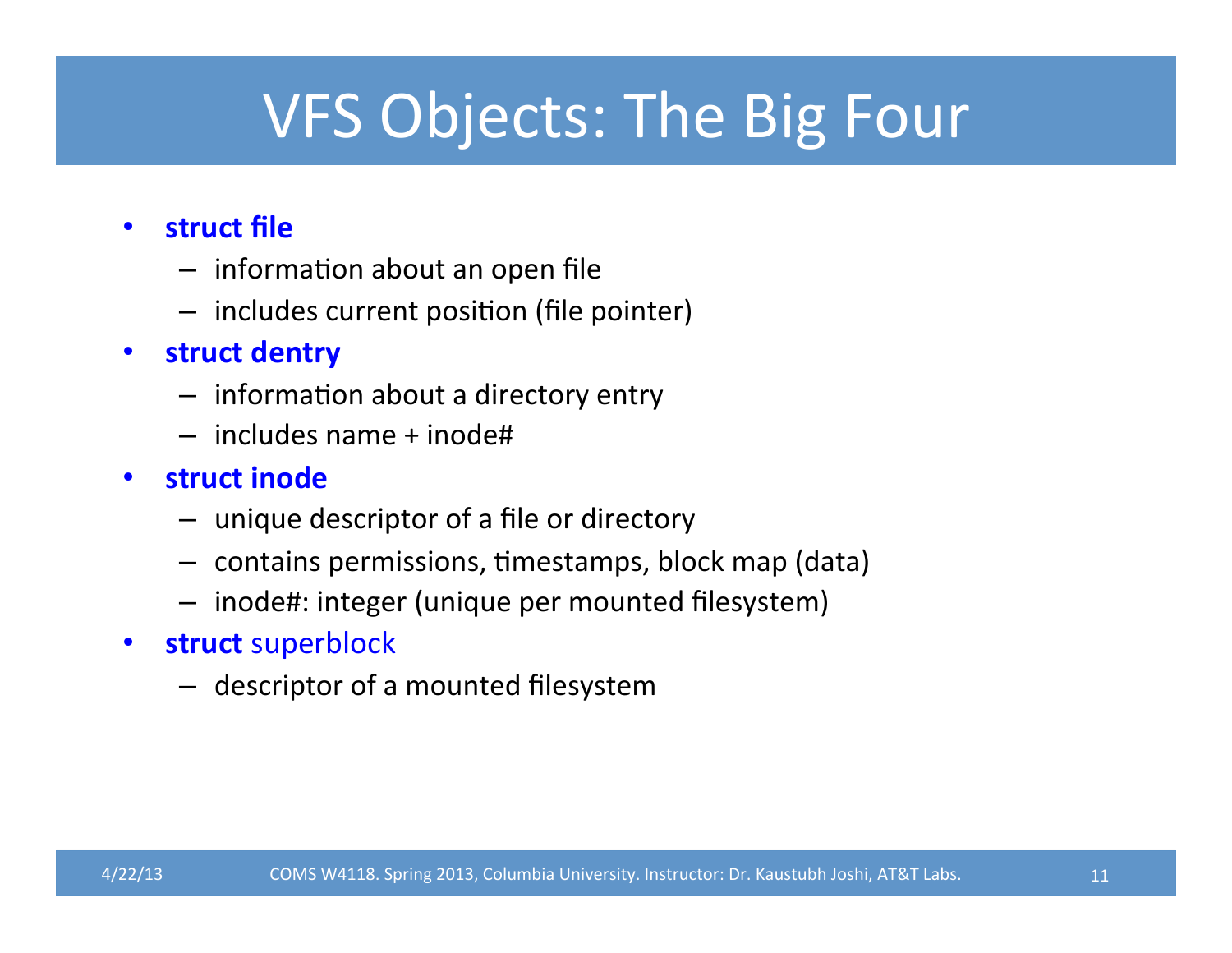# VFS Objects: The Big Four

- **struct file**
  - information about an open file
  - includes current position (file pointer)
- **struct dentry**
  - information about a directory entry
  - includes name + inode#
- **struct inode**
  - unique descriptor of a file or directory
  - contains permissions, timestamps, block map (data)
  - inode#: integer (unique per mounted filesystem)
- **struct** superblock
  - descriptor of a mounted filesystem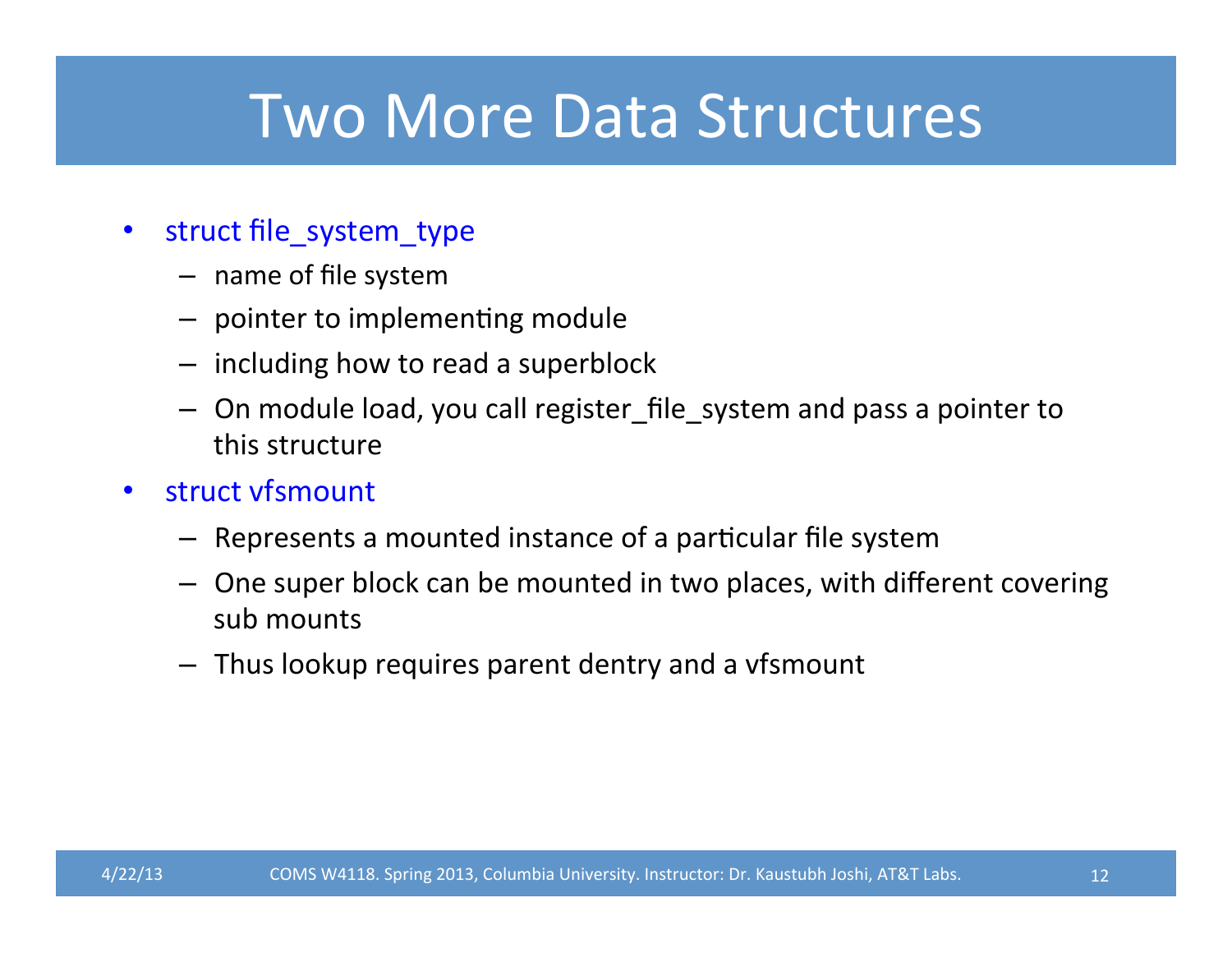# Two More Data Structures

- struct file_system_type
  - name of file system
  - pointer to implementing module
  - including how to read a superblock
  - On module load, you call register_file_system and pass a pointer to this structure
- struct vfsmount
  - Represents a mounted instance of a particular file system
  - One super block can be mounted in two places, with different covering sub mounts
  - Thus lookup requires parent dentry and a vfsmount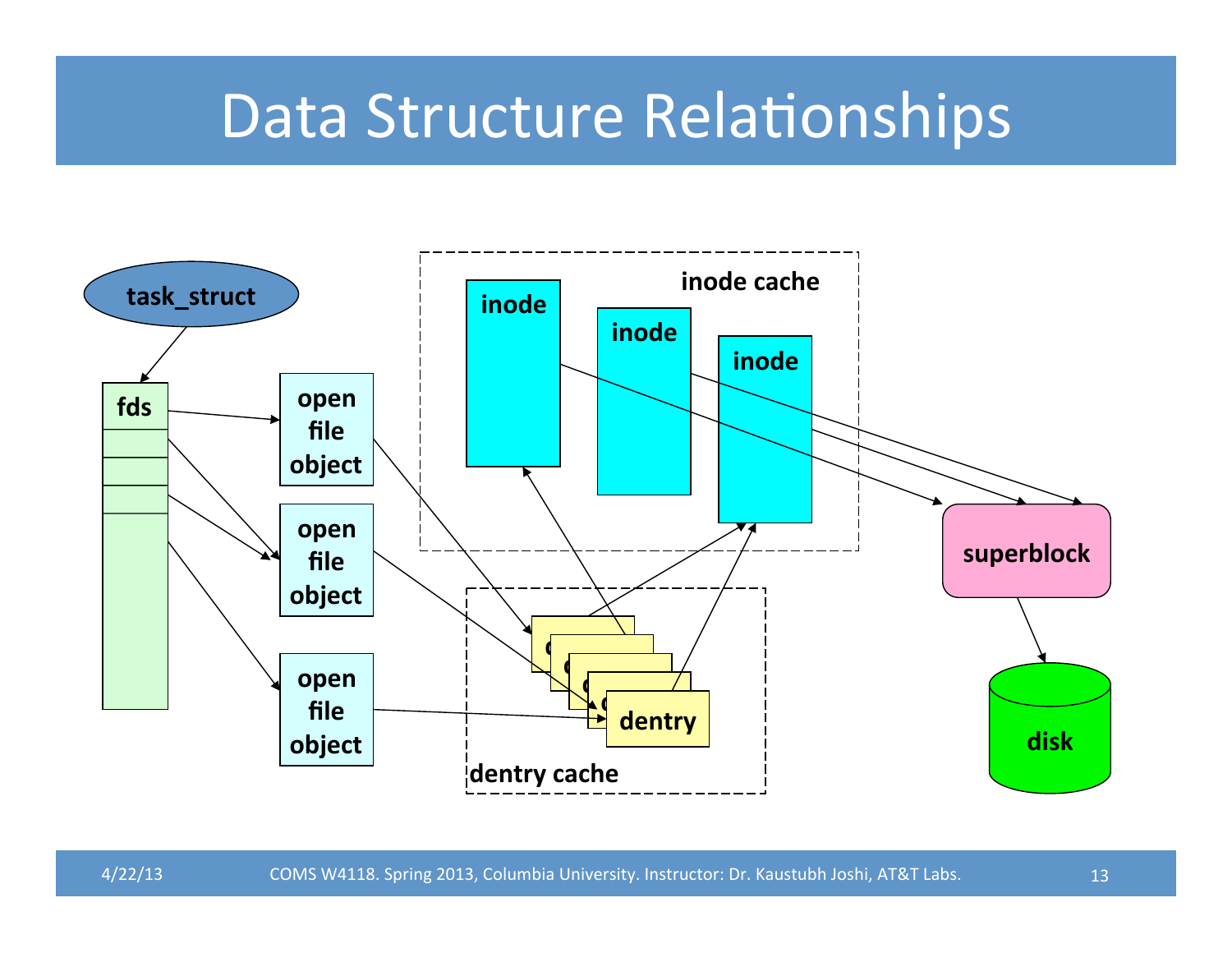# Data Structure Relationships

task_struct

fds

open file object

open file object

open file object

inode cache

inode

inode

inode

dentry cache

dentry

superblock

disk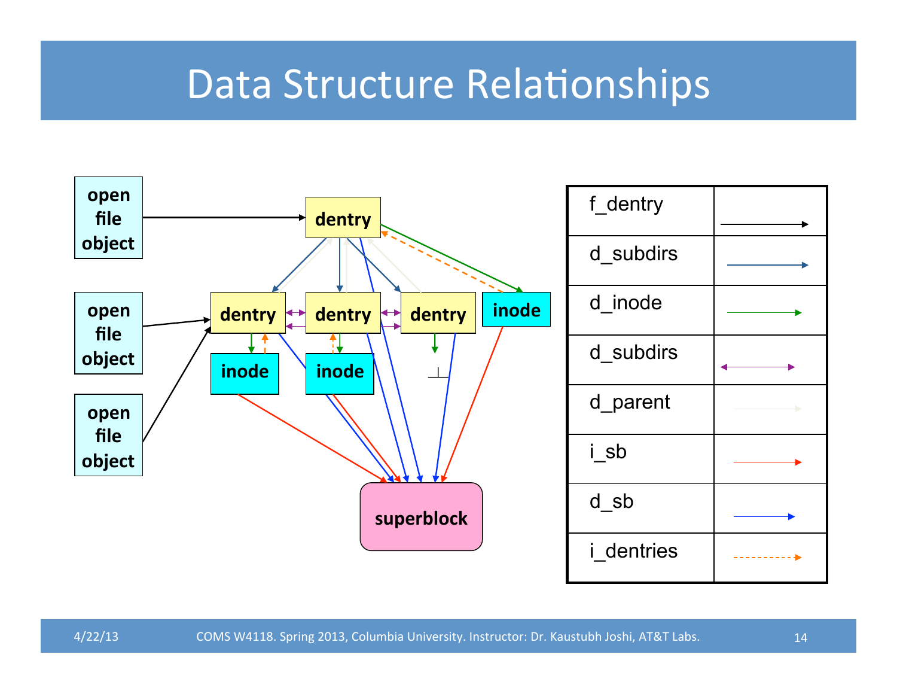# Data Structure Relationships

| f_dentry | → (black) |
| --- | --- |
| d_subdirs | → (dark blue) |
| d_inode | → (green) |
| d_subdirs | ↔ (purple) |
| d_parent | → (light gray) |
| i_sb | → (red) |
| d_sb | → (blue) |
| i_dentries | ⇢ (orange dashed) |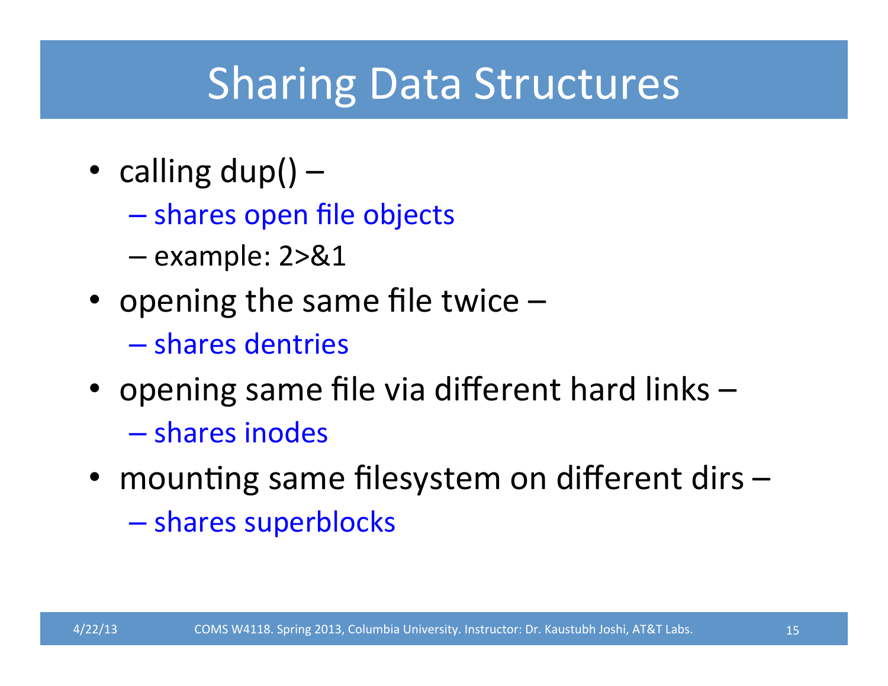# Sharing Data Structures

- calling dup() –
  - shares open file objects
  - example: 2>&1
- opening the same file twice –
  - shares dentries
- opening same file via different hard links –
  - shares inodes
- mounting same filesystem on different dirs –
  - shares superblocks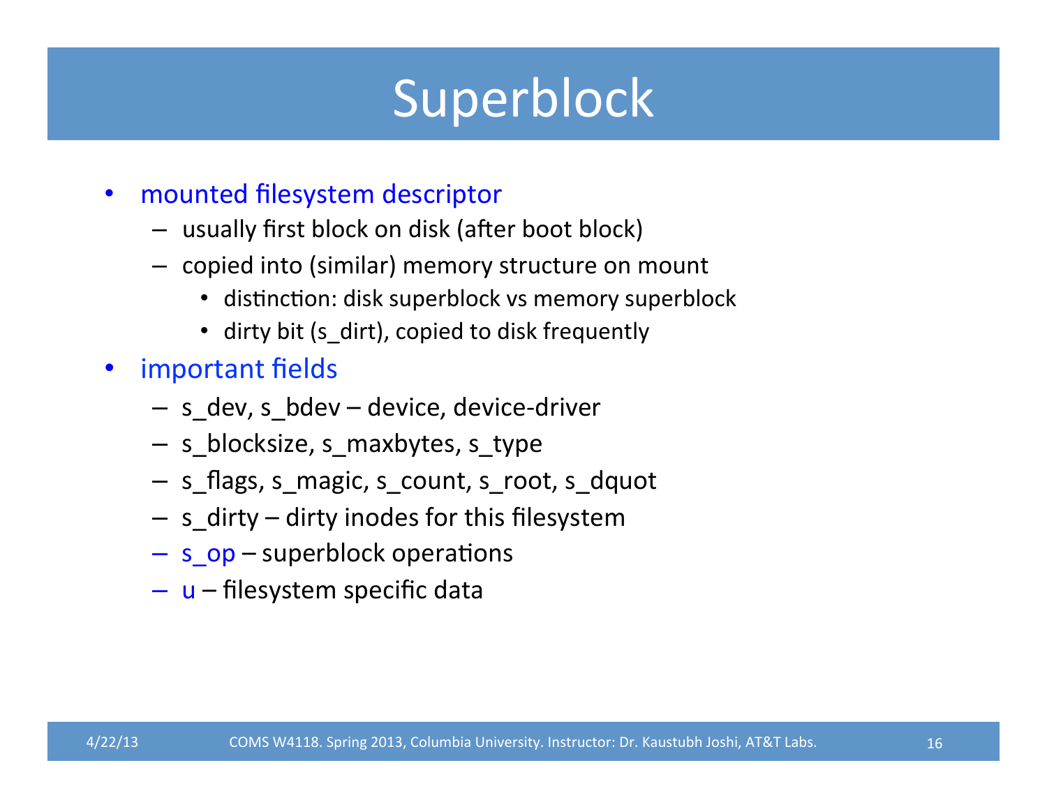# Superblock

- mounted filesystem descriptor
  - usually first block on disk (after boot block)
  - copied into (similar) memory structure on mount
    - distinction: disk superblock vs memory superblock
    - dirty bit (s_dirt), copied to disk frequently
- important fields
  - s_dev, s_bdev – device, device-driver
  - s_blocksize, s_maxbytes, s_type
  - s_flags, s_magic, s_count, s_root, s_dquot
  - s_dirty – dirty inodes for this filesystem
  - s_op – superblock operations
  - u – filesystem specific data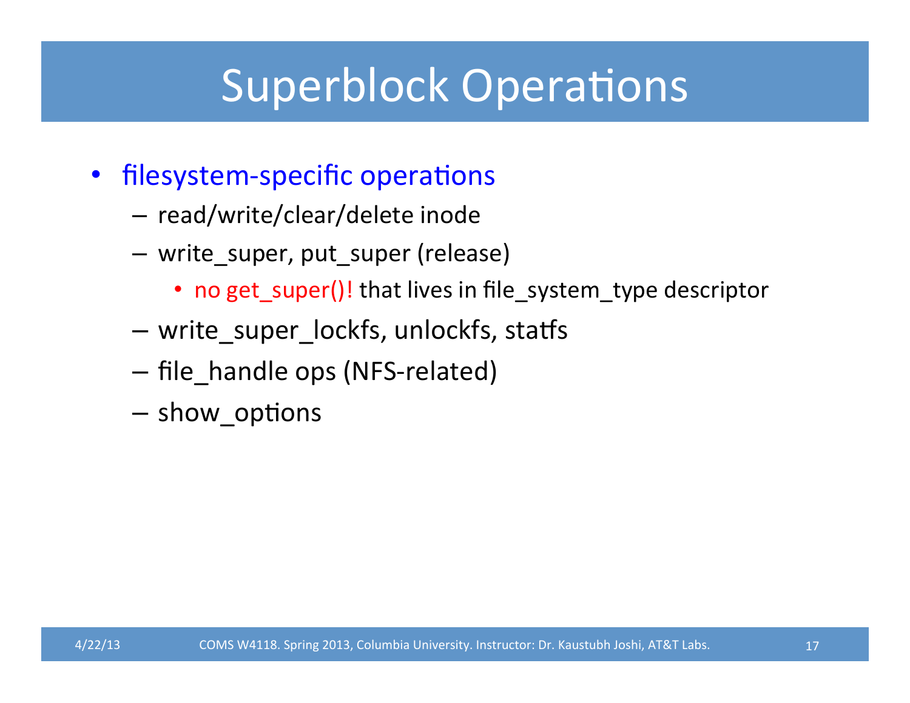# Superblock Operations

- filesystem-specific operations
  - read/write/clear/delete inode
  - write_super, put_super (release)
    - no get_super()! that lives in file_system_type descriptor
  - write_super_lockfs, unlockfs, statfs
  - file_handle ops (NFS-related)
  - show_options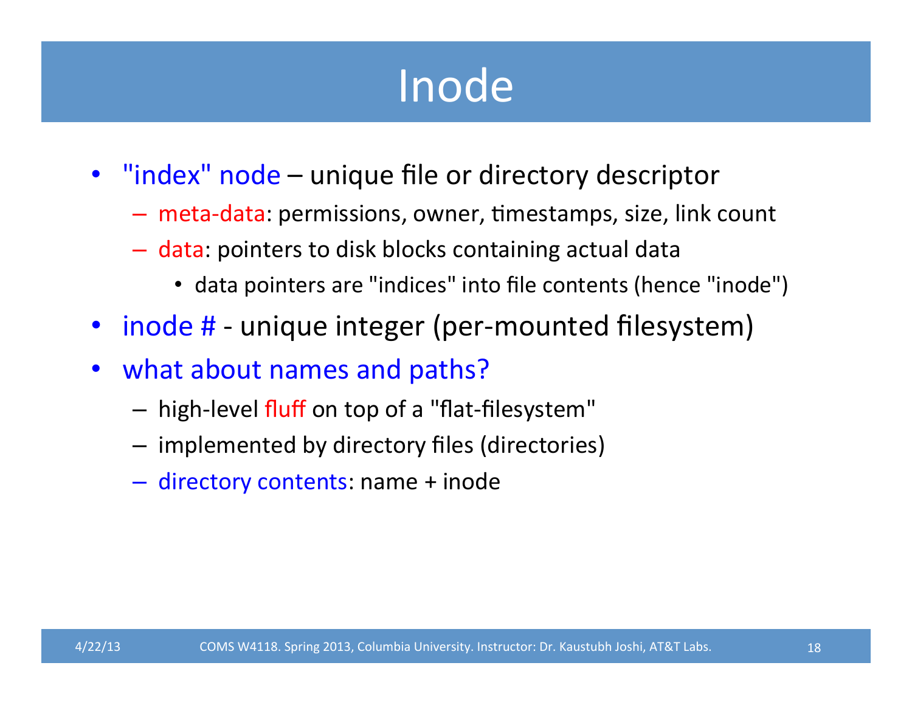# Inode

- "index" node – unique file or directory descriptor
  - meta-data: permissions, owner, timestamps, size, link count
  - data: pointers to disk blocks containing actual data
    - data pointers are "indices" into file contents (hence "inode")
- inode # - unique integer (per-mounted filesystem)
- what about names and paths?
  - high-level fluff on top of a "flat-filesystem"
  - implemented by directory files (directories)
  - directory contents: name + inode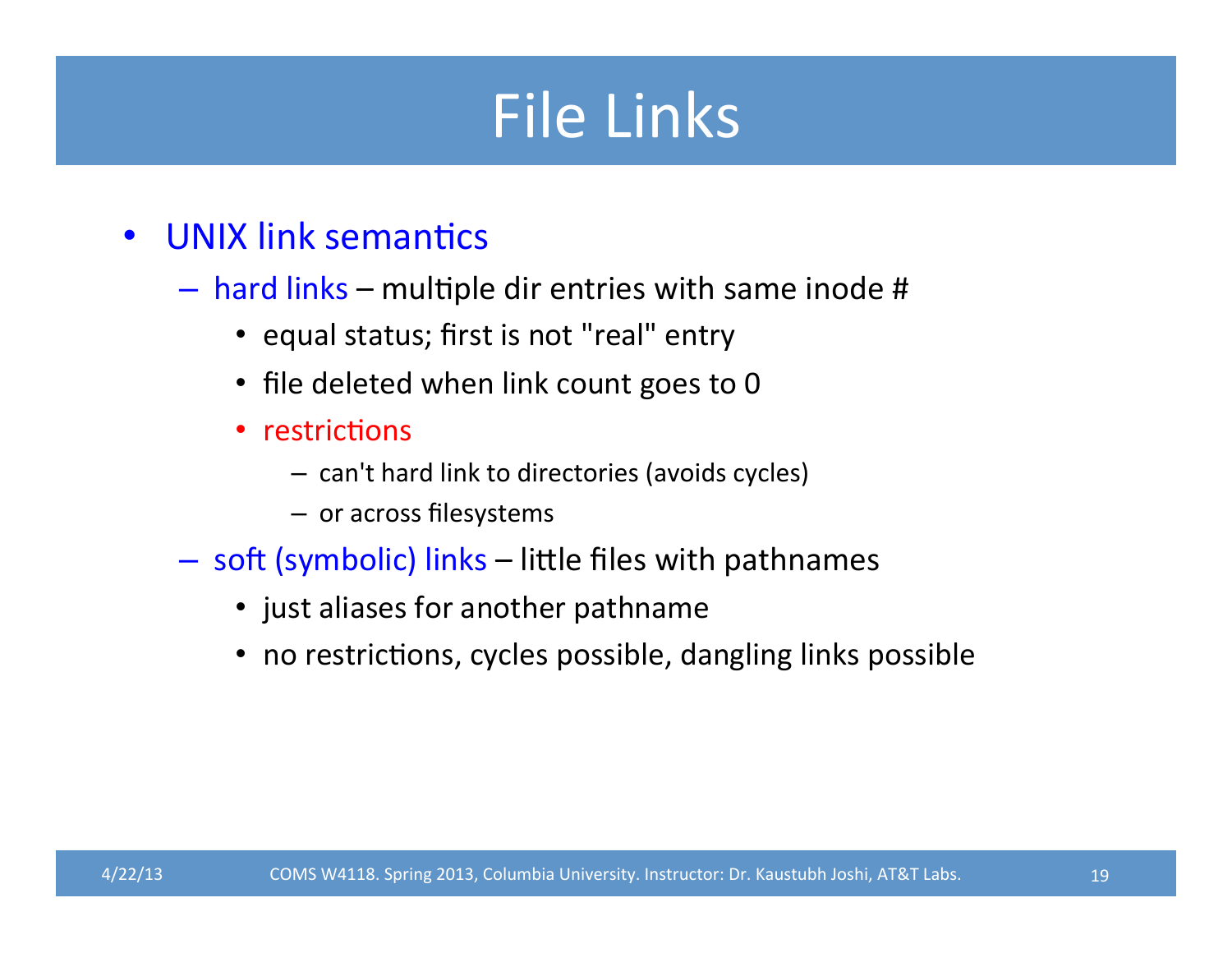# File Links

- UNIX link semantics
  - hard links – multiple dir entries with same inode #
    - equal status; first is not "real" entry
    - file deleted when link count goes to 0
    - restrictions
      - can't hard link to directories (avoids cycles)
      - or across filesystems
  - soft (symbolic) links – little files with pathnames
    - just aliases for another pathname
    - no restrictions, cycles possible, dangling links possible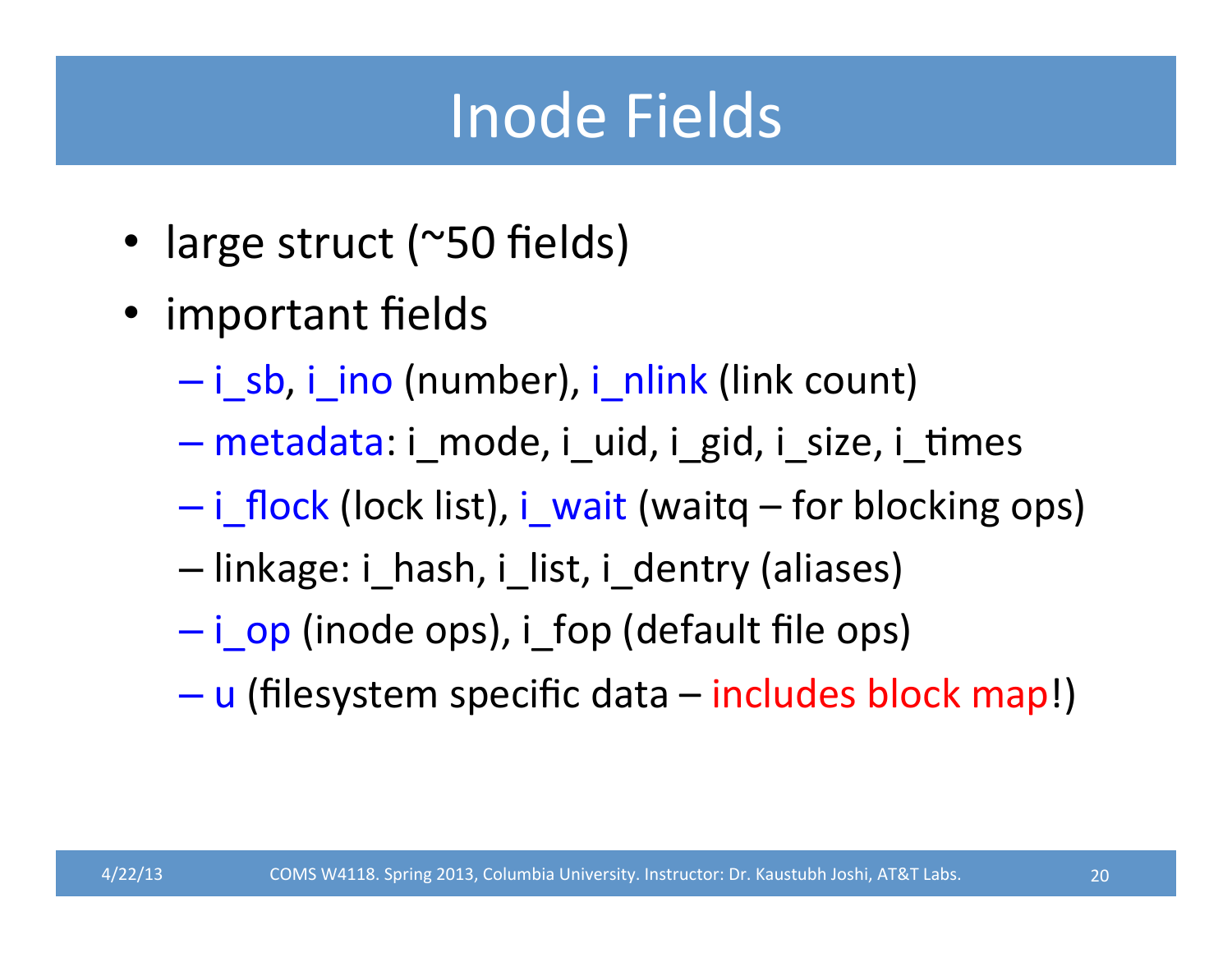# Inode Fields

- large struct (~50 fields)
- important fields
  - i_sb, i_ino (number), i_nlink (link count)
  - metadata: i_mode, i_uid, i_gid, i_size, i_times
  - i_flock (lock list), i_wait (waitq – for blocking ops)
  - linkage: i_hash, i_list, i_dentry (aliases)
  - i_op (inode ops), i_fop (default file ops)
  - u (filesystem specific data – includes block map!)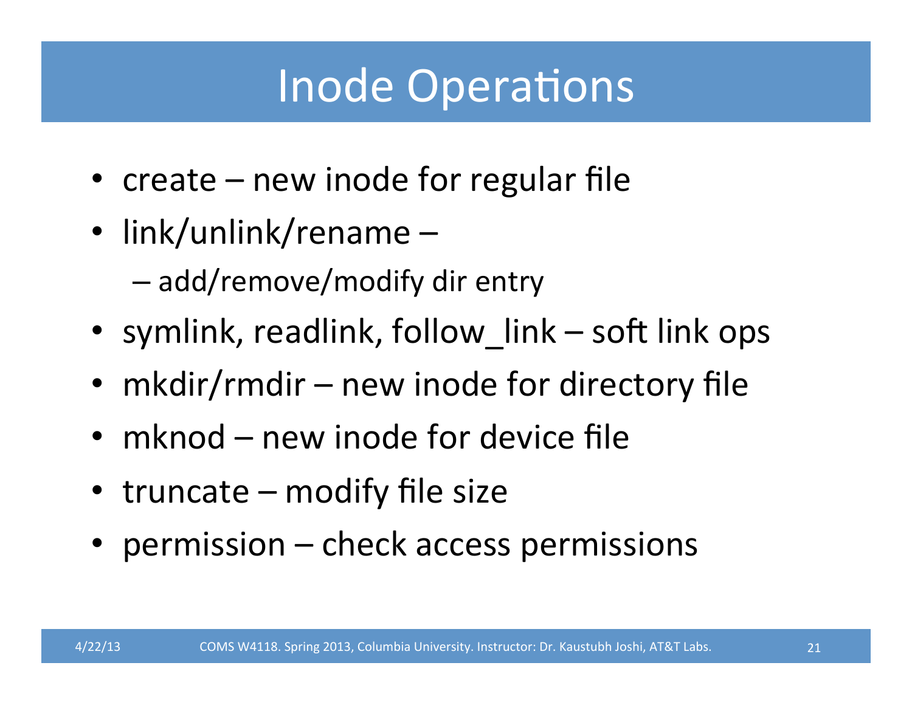# Inode Operations

- create – new inode for regular file
- link/unlink/rename –
  - add/remove/modify dir entry
- symlink, readlink, follow_link – soft link ops
- mkdir/rmdir – new inode for directory file
- mknod – new inode for device file
- truncate – modify file size
- permission – check access permissions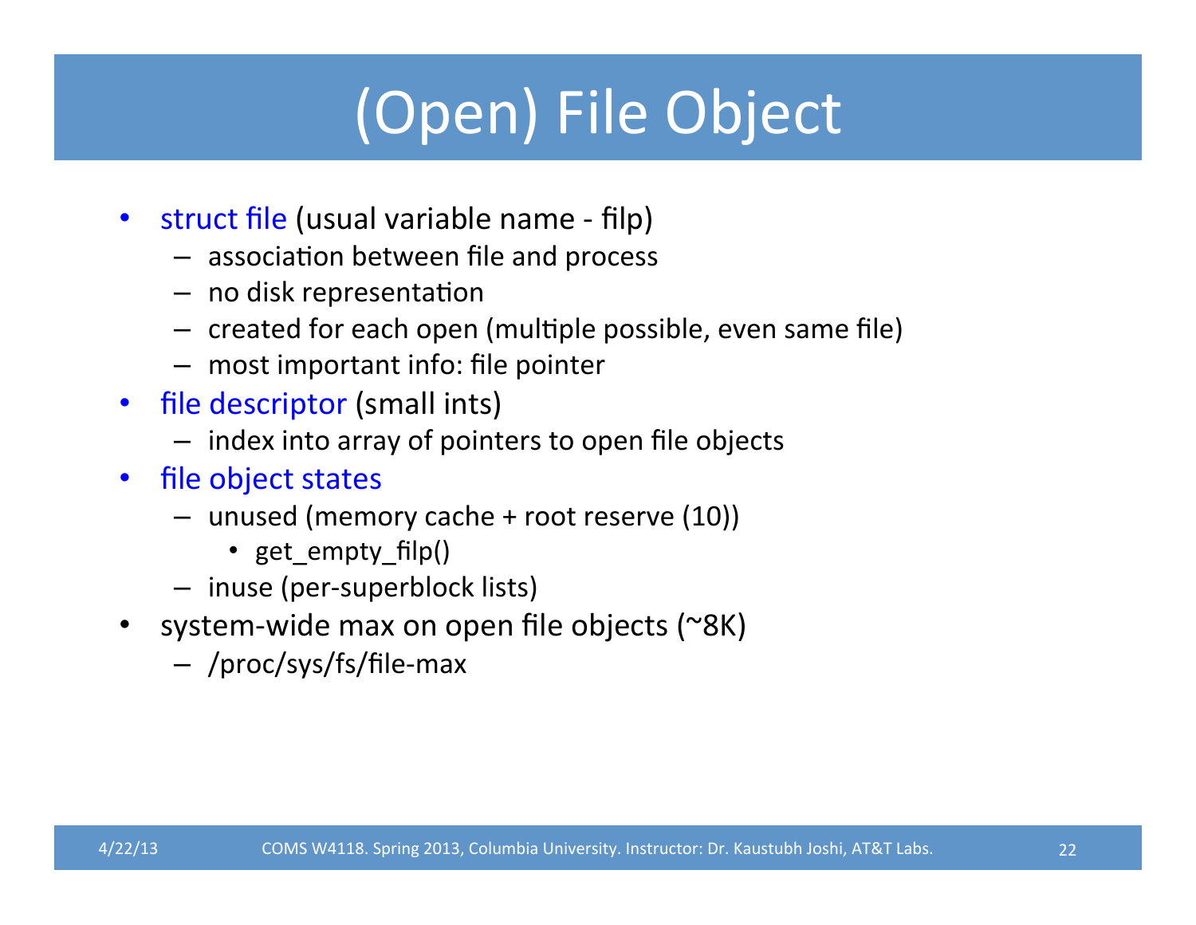# (Open) File Object

- struct file (usual variable name - filp)
  - association between file and process
  - no disk representation
  - created for each open (multiple possible, even same file)
  - most important info: file pointer
- file descriptor (small ints)
  - index into array of pointers to open file objects
- file object states
  - unused (memory cache + root reserve (10))
    - get_empty_filp()
  - inuse (per-superblock lists)
- system-wide max on open file objects (~8K)
  - /proc/sys/fs/file-max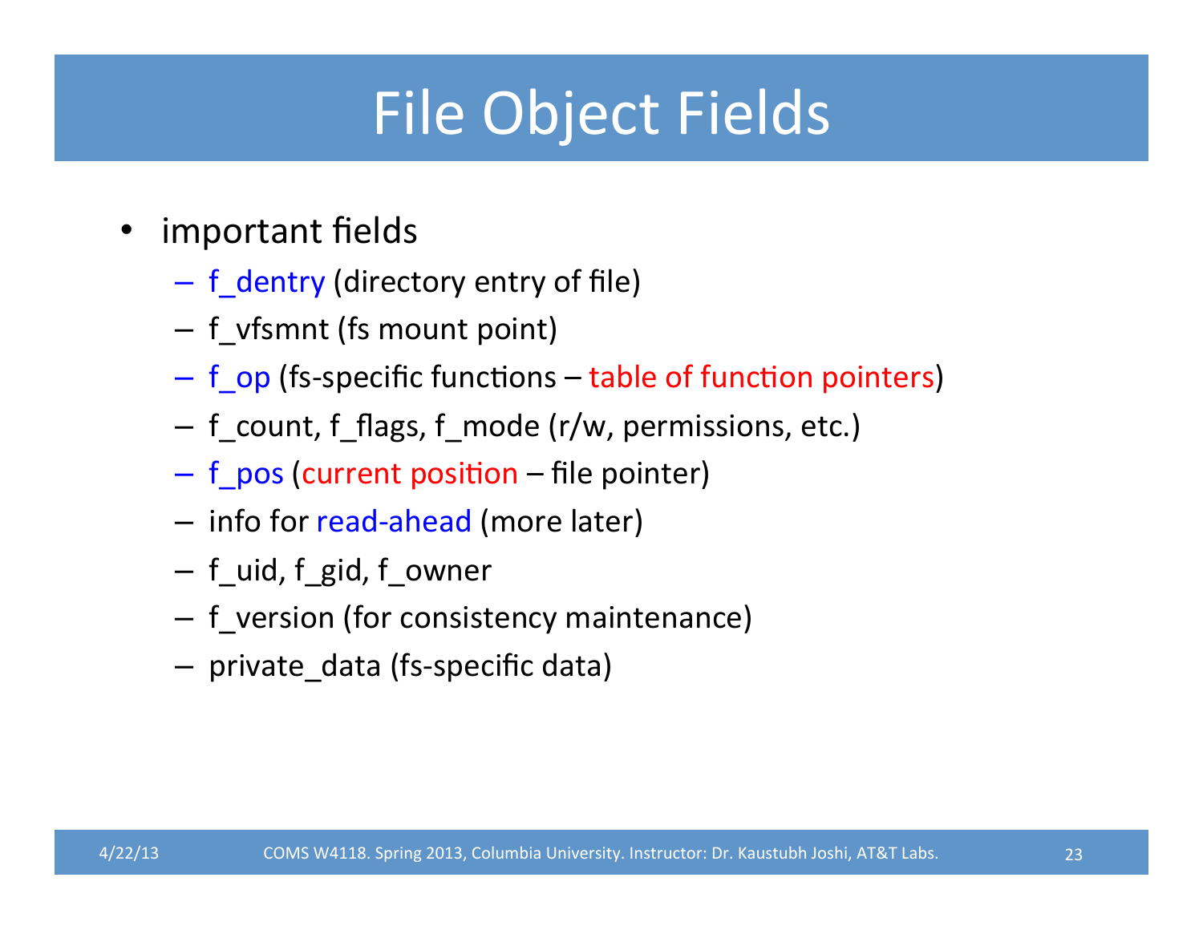# File Object Fields

- important fields
  - f_dentry (directory entry of file)
  - f_vfsmnt (fs mount point)
  - f_op (fs-specific functions – table of function pointers)
  - f_count, f_flags, f_mode (r/w, permissions, etc.)
  - f_pos (current position – file pointer)
  - info for read-ahead (more later)
  - f_uid, f_gid, f_owner
  - f_version (for consistency maintenance)
  - private_data (fs-specific data)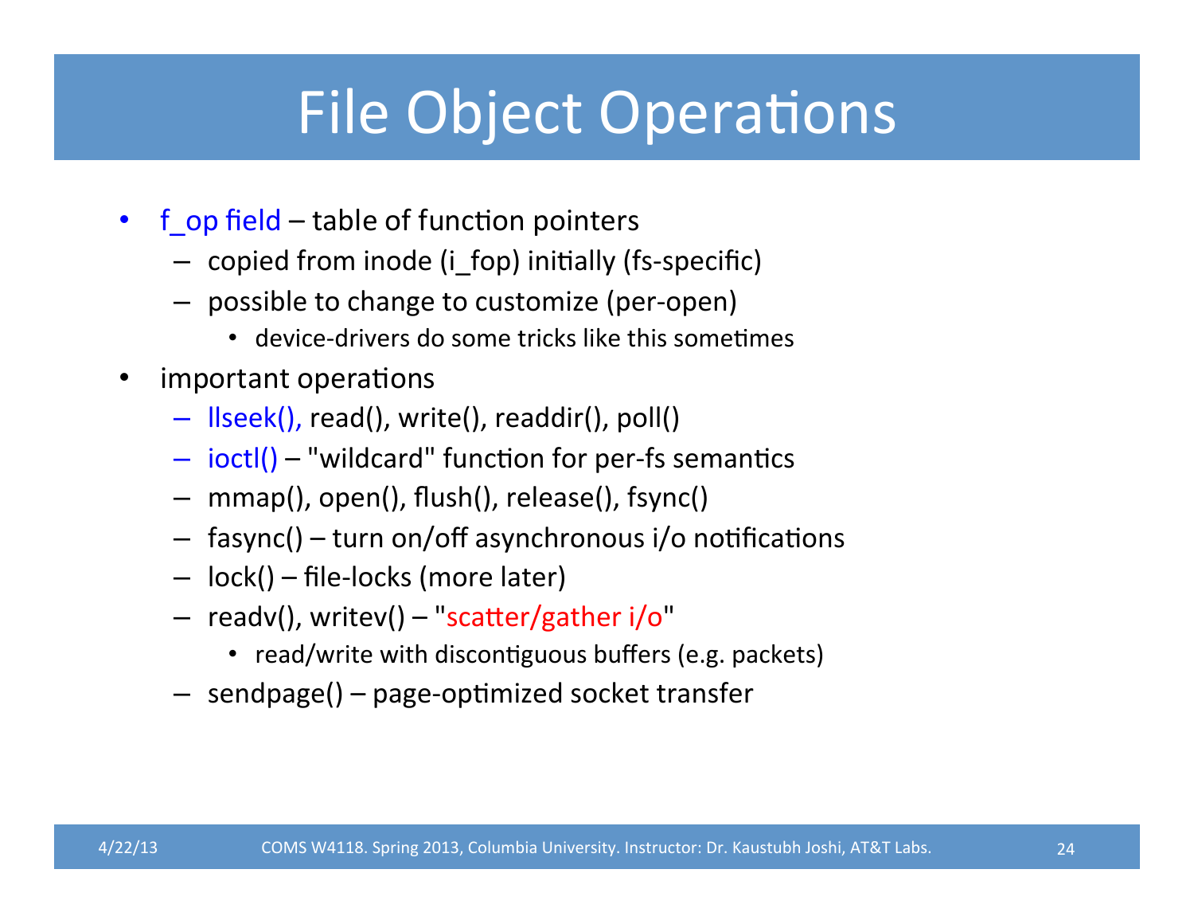# File Object Operations

- f_op field – table of function pointers
  - copied from inode (i_fop) initially (fs-specific)
  - possible to change to customize (per-open)
    - device-drivers do some tricks like this sometimes
- important operations
  - llseek(), read(), write(), readdir(), poll()
  - ioctl() – "wildcard" function for per-fs semantics
  - mmap(), open(), flush(), release(), fsync()
  - fasync() – turn on/off asynchronous i/o notifications
  - lock() – file-locks (more later)
  - readv(), writev() – "scatter/gather i/o"
    - read/write with discontiguous buffers (e.g. packets)
  - sendpage() – page-optimized socket transfer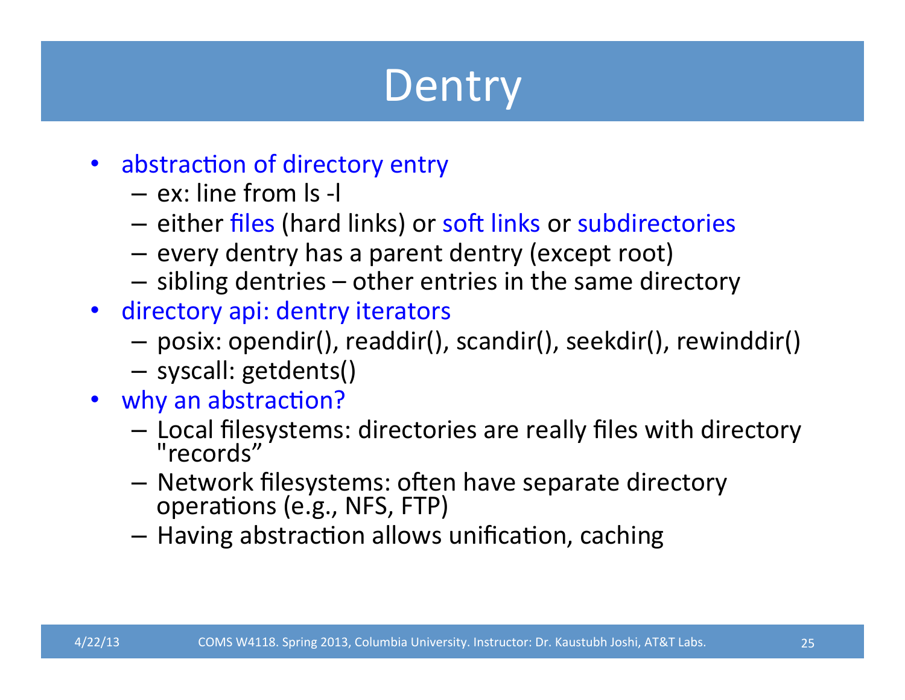# Dentry

- abstraction of directory entry
  - ex: line from ls -l
  - either files (hard links) or soft links or subdirectories
  - every dentry has a parent dentry (except root)
  - sibling dentries – other entries in the same directory
- directory api: dentry iterators
  - posix: opendir(), readdir(), scandir(), seekdir(), rewinddir()
  - syscall: getdents()
- why an abstraction?
  - Local filesystems: directories are really files with directory "records"
  - Network filesystems: often have separate directory operations (e.g., NFS, FTP)
  - Having abstraction allows unification, caching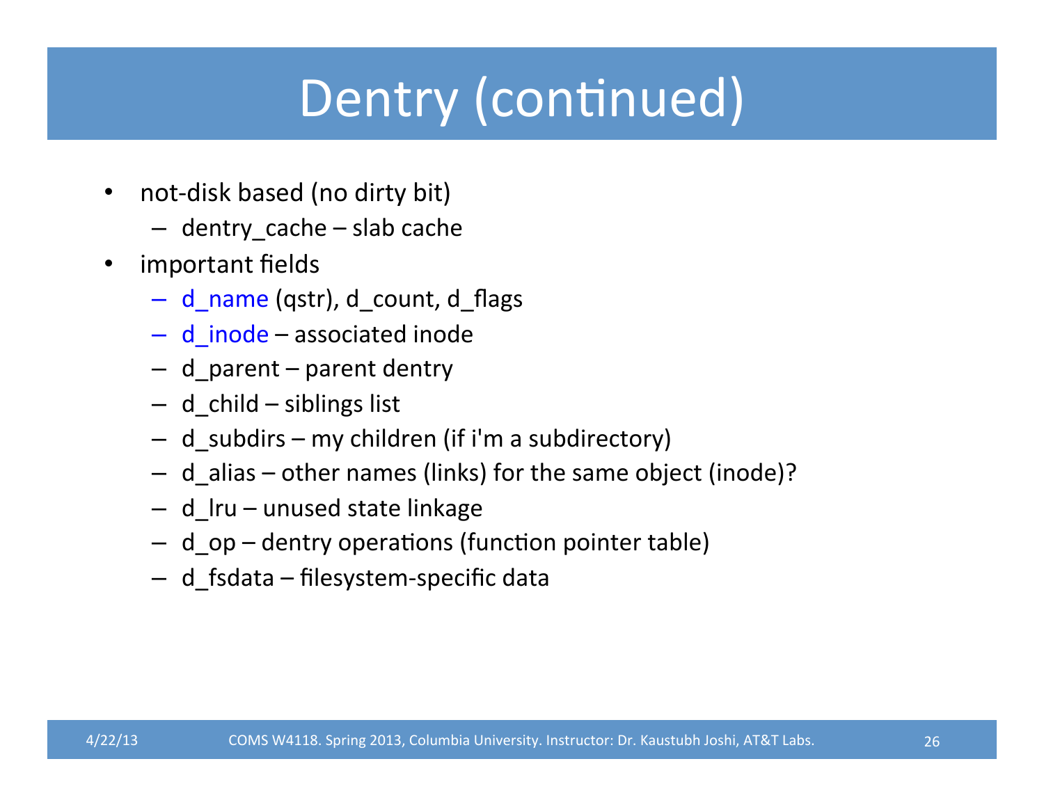# Dentry (continued)

- not-disk based (no dirty bit)
  - dentry_cache – slab cache
- important fields
  - d_name (qstr), d_count, d_flags
  - d_inode – associated inode
  - d_parent – parent dentry
  - d_child – siblings list
  - d_subdirs – my children (if i'm a subdirectory)
  - d_alias – other names (links) for the same object (inode)?
  - d_lru – unused state linkage
  - d_op – dentry operations (function pointer table)
  - d_fsdata – filesystem-specific data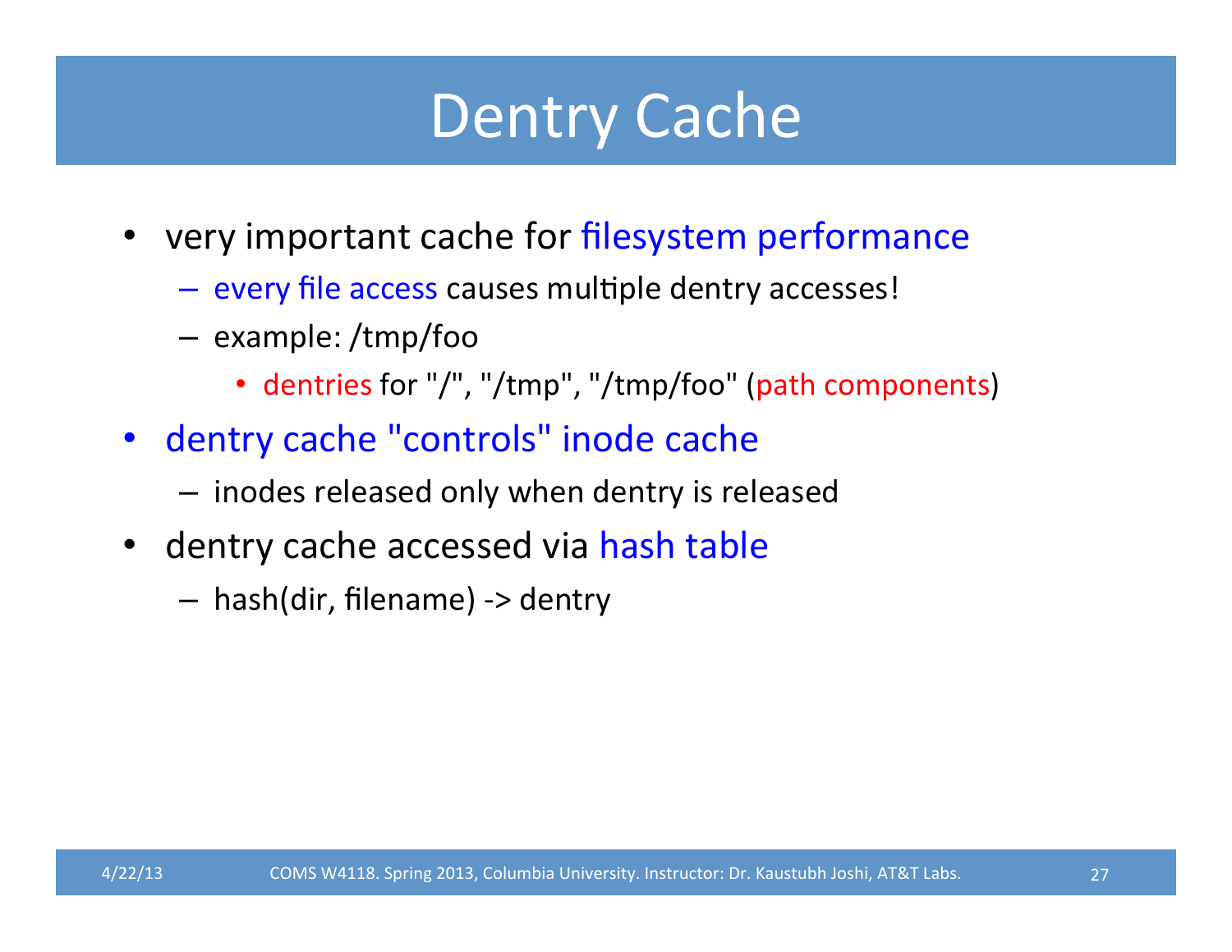# Dentry Cache

- very important cache for filesystem performance
  - every file access causes multiple dentry accesses!
  - example: /tmp/foo
    - dentries for "/", "/tmp", "/tmp/foo" (path components)
- dentry cache "controls" inode cache
  - inodes released only when dentry is released
- dentry cache accessed via hash table
  - hash(dir, filename) -> dentry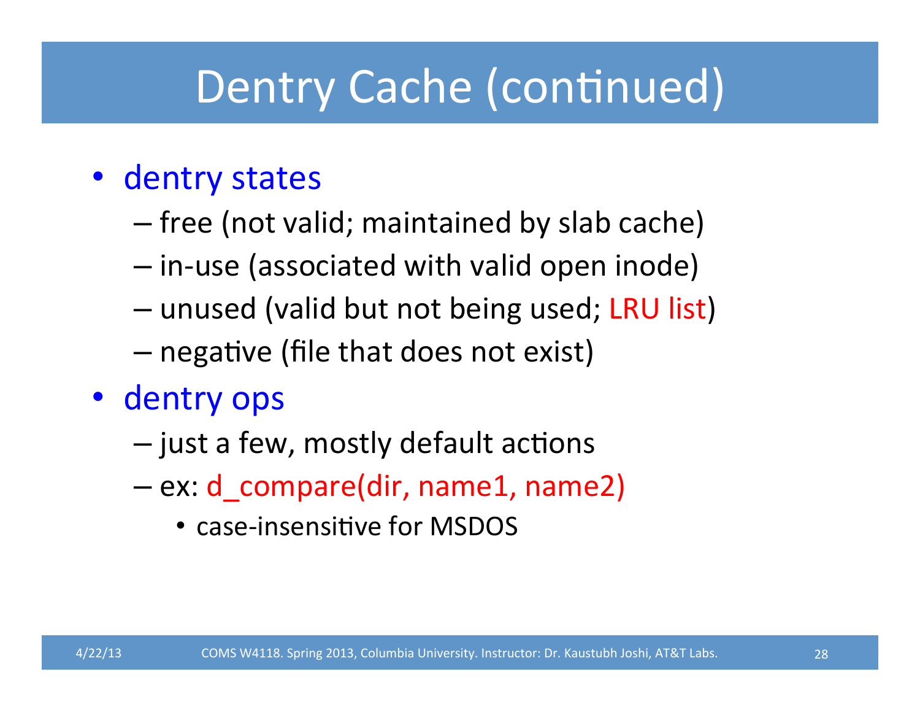# Dentry Cache (continued)

- dentry states
  - free (not valid; maintained by slab cache)
  - in-use (associated with valid open inode)
  - unused (valid but not being used; LRU list)
  - negative (file that does not exist)
- dentry ops
  - just a few, mostly default actions
  - ex: d_compare(dir, name1, name2)
    - case-insensitive for MSDOS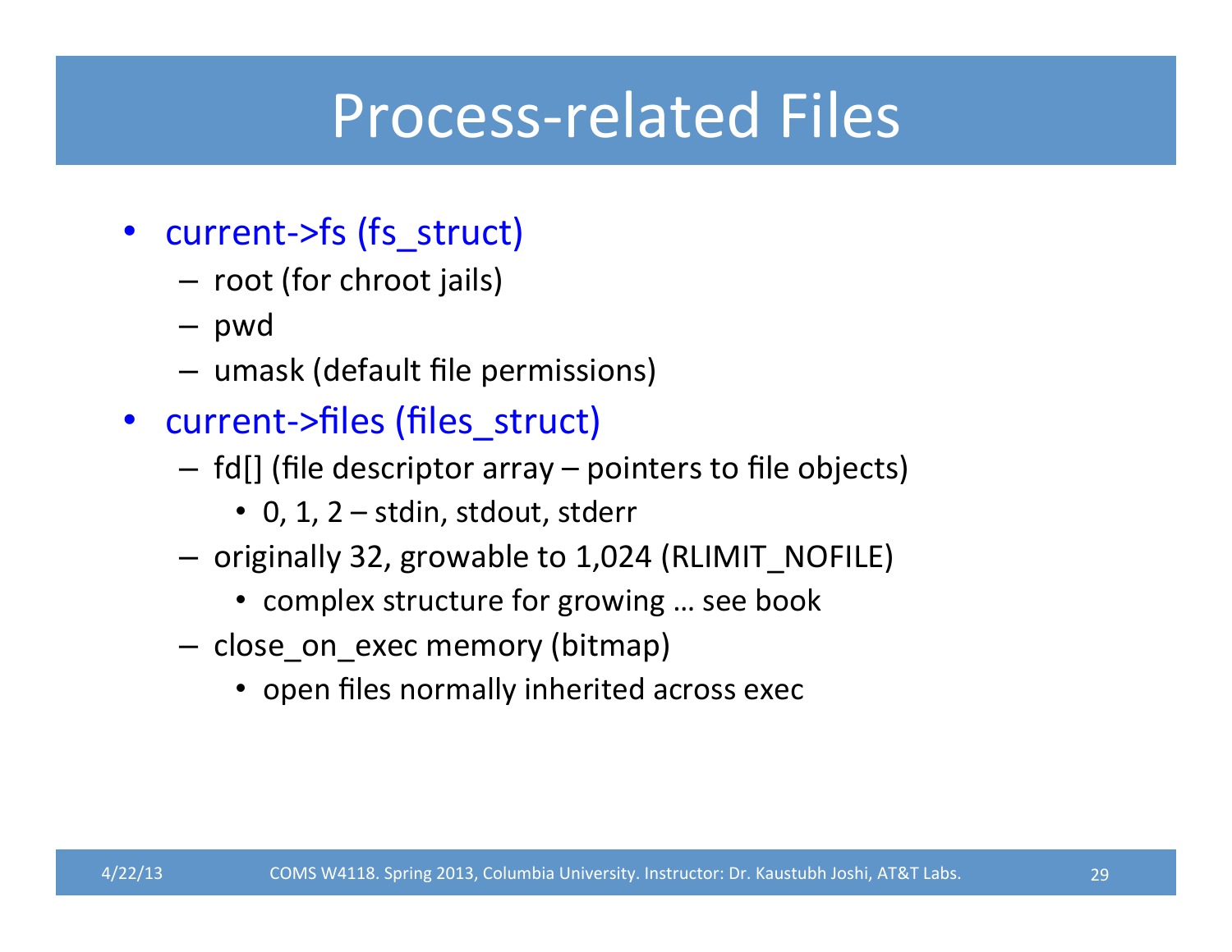# Process-related Files

- current->fs (fs_struct)
  - root (for chroot jails)
  - pwd
  - umask (default file permissions)
- current->files (files_struct)
  - fd[] (file descriptor array – pointers to file objects)
    - 0, 1, 2 – stdin, stdout, stderr
  - originally 32, growable to 1,024 (RLIMIT_NOFILE)
    - complex structure for growing … see book
  - close_on_exec memory (bitmap)
    - open files normally inherited across exec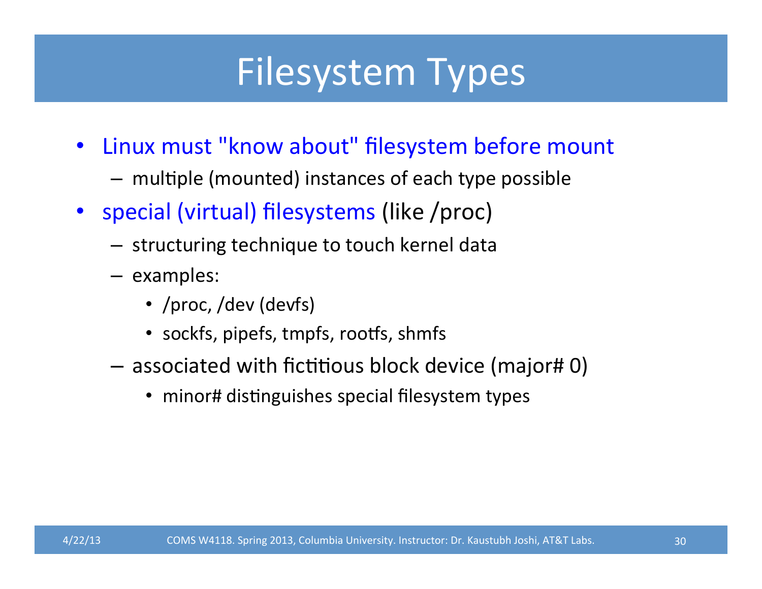# Filesystem Types

- Linux must "know about" filesystem before mount
  - multiple (mounted) instances of each type possible
- special (virtual) filesystems (like /proc)
  - structuring technique to touch kernel data
  - examples:
    - /proc, /dev (devfs)
    - sockfs, pipefs, tmpfs, rootfs, shmfs
  - associated with fictitious block device (major# 0)
    - minor# distinguishes special filesystem types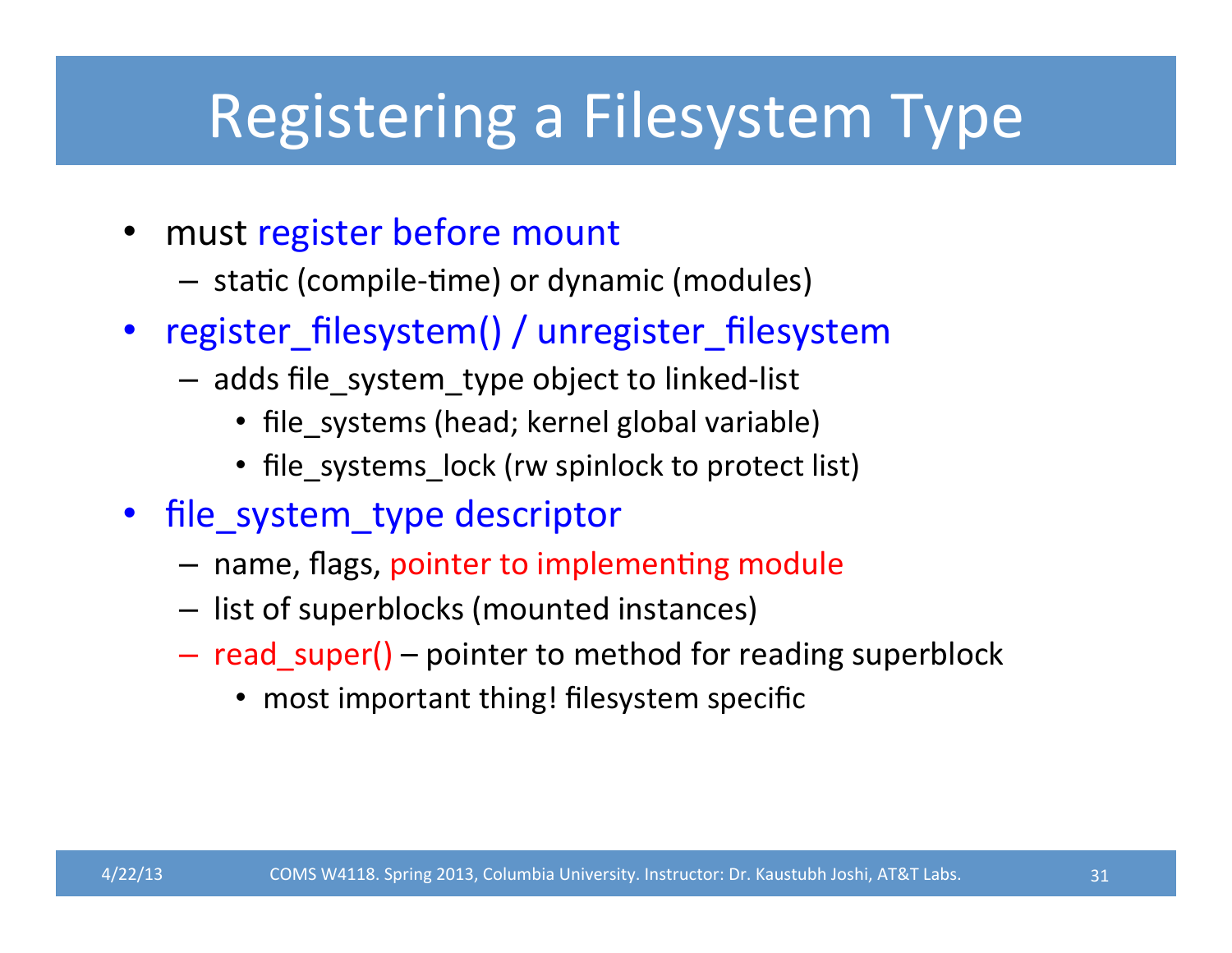# Registering a Filesystem Type

- must register before mount
  - static (compile-time) or dynamic (modules)
- register_filesystem() / unregister_filesystem
  - adds file_system_type object to linked-list
    - file_systems (head; kernel global variable)
    - file_systems_lock (rw spinlock to protect list)
- file_system_type descriptor
  - name, flags, pointer to implementing module
  - list of superblocks (mounted instances)
  - read_super() – pointer to method for reading superblock
    - most important thing! filesystem specific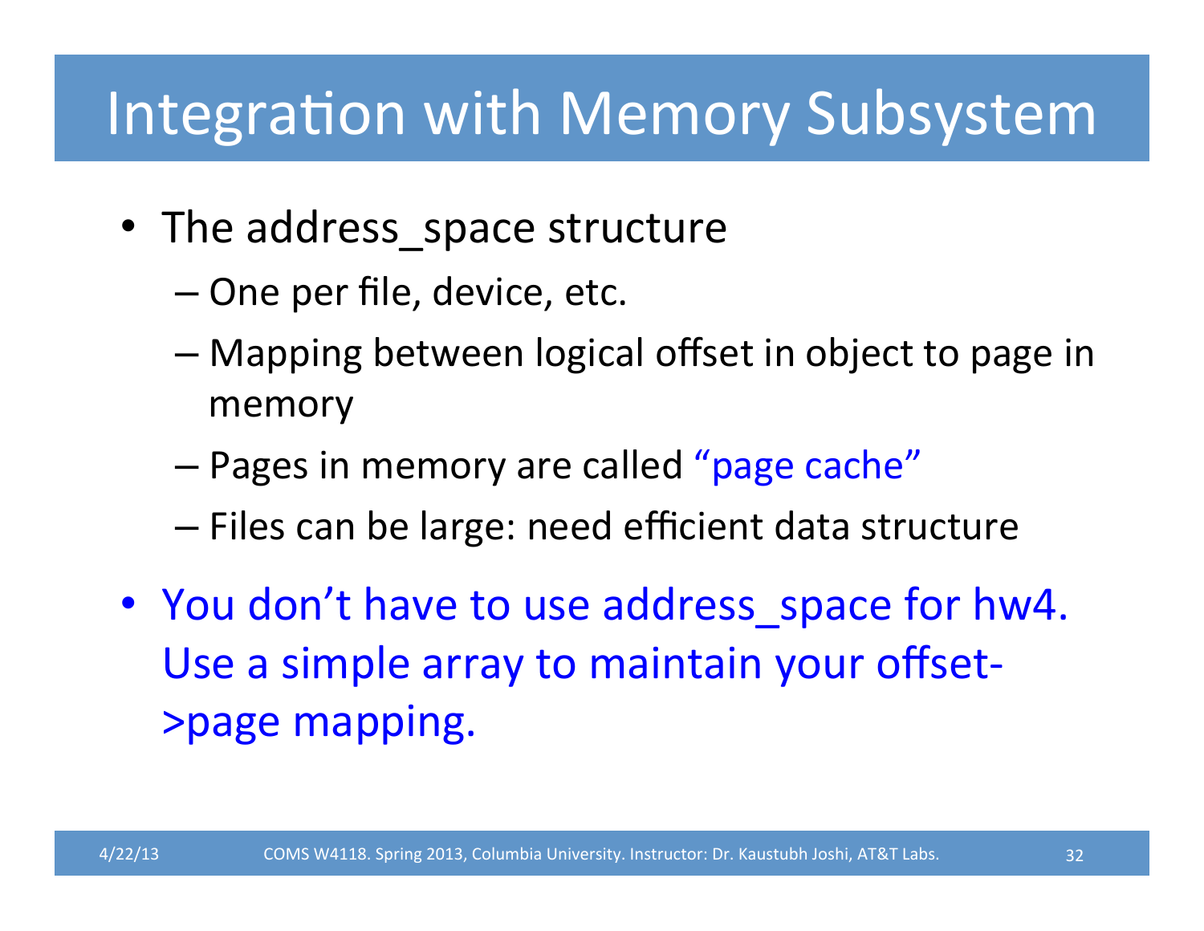# Integration with Memory Subsystem

- The address_space structure
  - One per file, device, etc.
  - Mapping between logical offset in object to page in memory
  - Pages in memory are called "page cache"
  - Files can be large: need efficient data structure
- You don't have to use address_space for hw4. Use a simple array to maintain your offset->page mapping.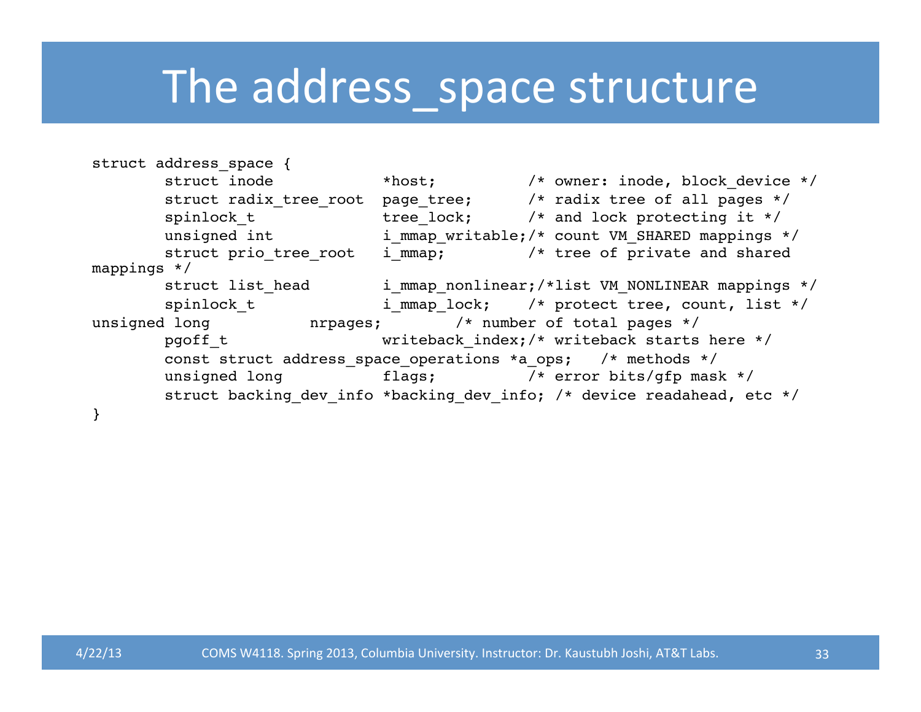# The address_space structure

```
struct address_space {
       struct inode            *host;          /* owner: inode, block_device */
       struct radix_tree_root  page_tree;      /* radix tree of all pages */
       spinlock_t              tree_lock;      /* and lock protecting it */
       unsigned int            i_mmap_writable;/* count VM_SHARED mappings */
       struct prio_tree_root   i_mmap;         /* tree of private and shared 
mappings */
       struct list_head        i_mmap_nonlinear;/*list VM_NONLINEAR mappings */
       spinlock_t              i_mmap_lock;    /* protect tree, count, list */
unsigned long           nrpages;        /* number of total pages */
       pgoff_t                 writeback_index;/* writeback starts here */
       const struct address_space_operations *a_ops;   /* methods */
       unsigned long           flags;          /* error bits/gfp mask */
       struct backing_dev_info *backing_dev_info; /* device readahead, etc */
}
```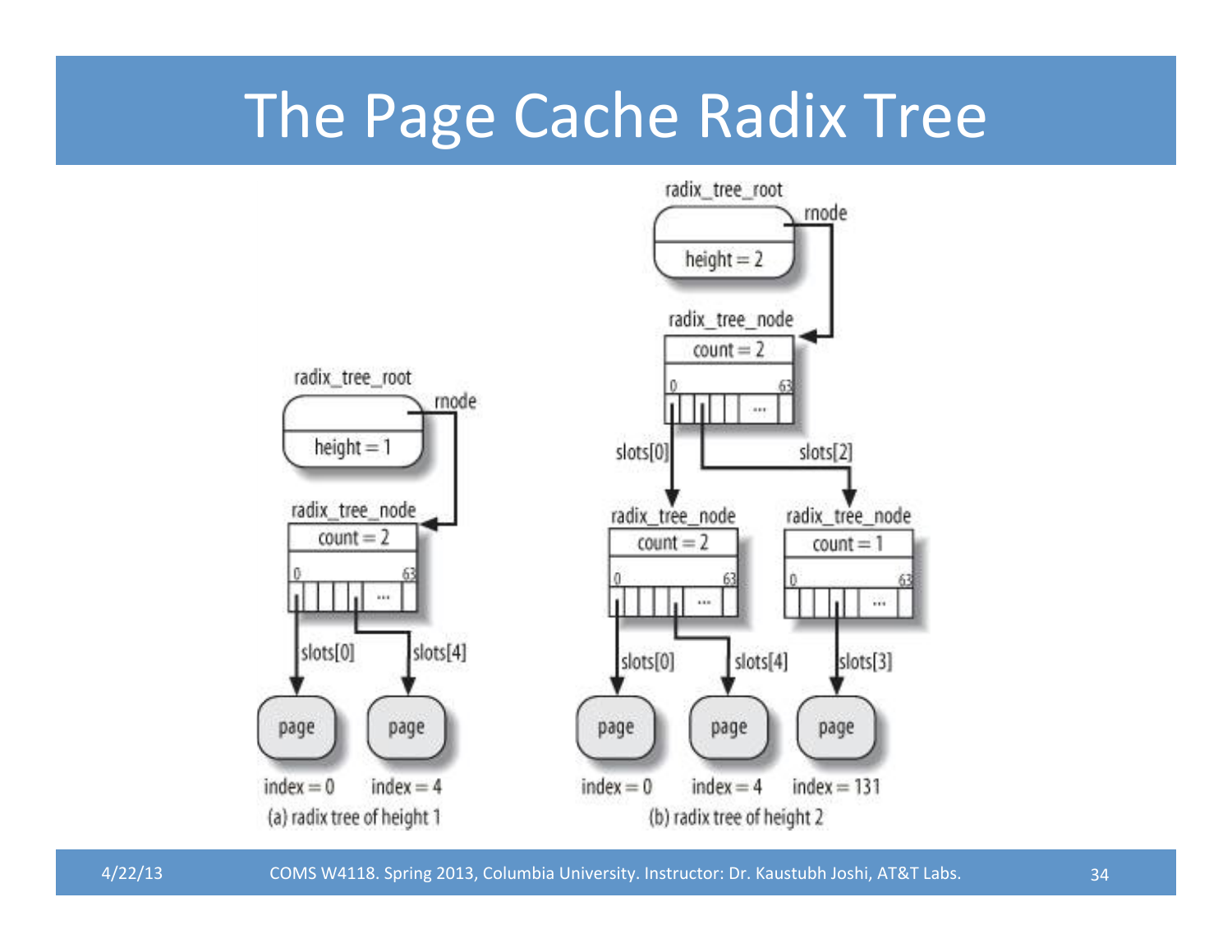# The Page Cache Radix Tree

radix_tree_root

rnode

height = 1

radix_tree_node

count = 2

slots[0]

slots[4]

page

page

index = 0

index = 4

(a) radix tree of height 1

radix_tree_root

rnode

height = 2

radix_tree_node

count = 2

slots[0]

slots[2]

radix_tree_node

count = 2

radix_tree_node

count = 1

slots[0]

slots[4]

slots[3]

page

page

page

index = 0

index = 4

index = 131

(b) radix tree of height 2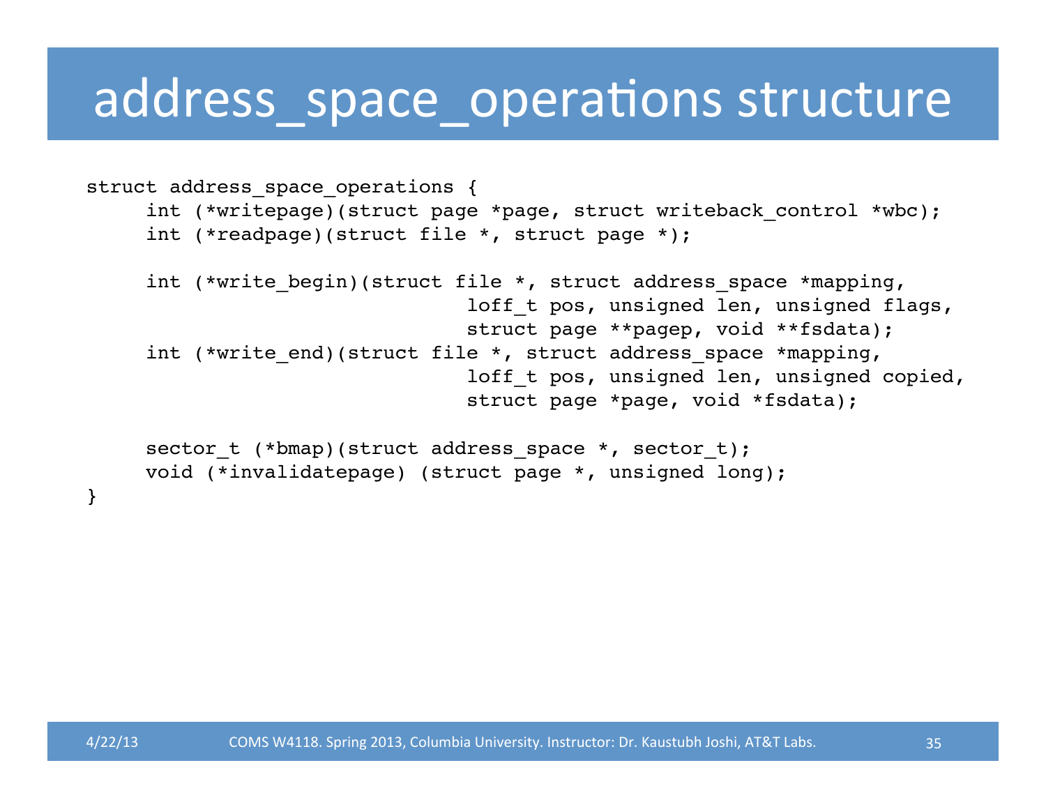# address_space_operations structure

```
struct address_space_operations {
     int (*writepage)(struct page *page, struct writeback_control *wbc);
     int (*readpage)(struct file *, struct page *);

     int (*write_begin)(struct file *, struct address_space *mapping,
                              loff_t pos, unsigned len, unsigned flags,
                              struct page **pagep, void **fsdata);
     int (*write_end)(struct file *, struct address_space *mapping,
                              loff_t pos, unsigned len, unsigned copied,
                              struct page *page, void *fsdata);

     sector_t (*bmap)(struct address_space *, sector_t);
     void (*invalidatepage) (struct page *, unsigned long);
}
```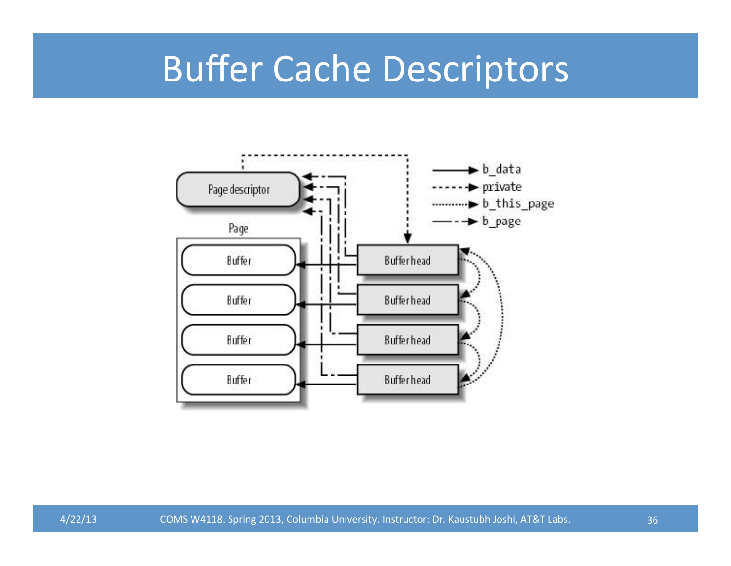# Buffer Cache Descriptors

Page descriptor

Page

Buffer

Buffer

Buffer

Buffer

Buffer head

Buffer head

Buffer head

Buffer head

→ b_data

→ private

→ b_this_page

→ b_page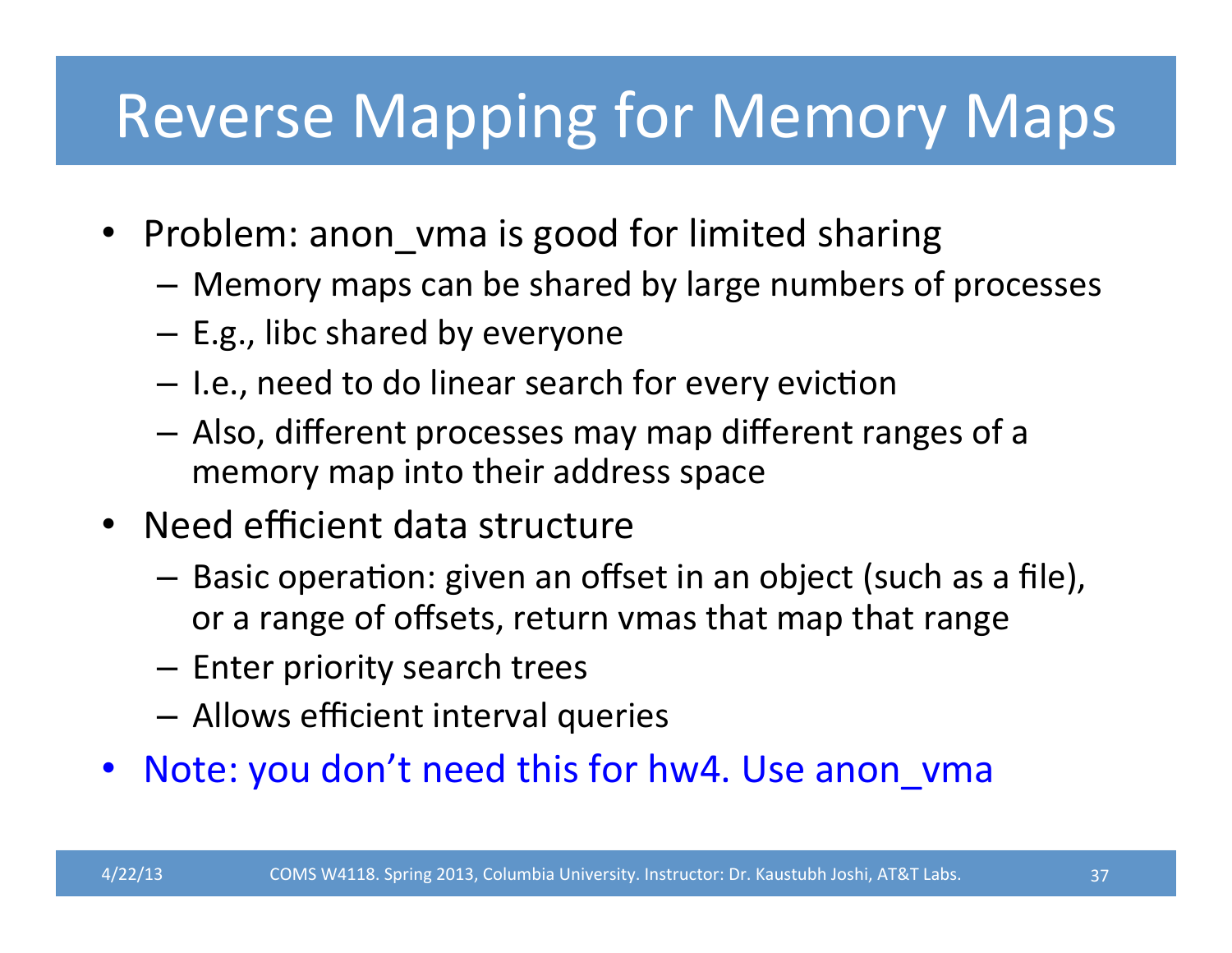# Reverse Mapping for Memory Maps

- Problem: anon_vma is good for limited sharing
  - Memory maps can be shared by large numbers of processes
  - E.g., libc shared by everyone
  - I.e., need to do linear search for every eviction
  - Also, different processes may map different ranges of a memory map into their address space
- Need efficient data structure
  - Basic operation: given an offset in an object (such as a file), or a range of offsets, return vmas that map that range
  - Enter priority search trees
  - Allows efficient interval queries
- Note: you don't need this for hw4. Use anon_vma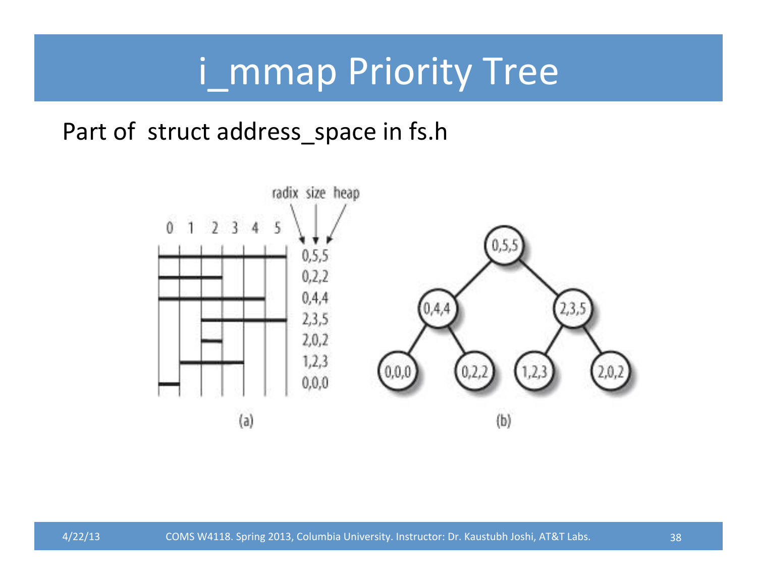# i_mmap Priority Tree

Part of struct address_space in fs.h

radix size heap

0 1 2 3 4 5

0,5,5
0,2,2
0,4,4
2,3,5
2,0,2
1,2,3
0,0,0

(a)

0,5,5
0,4,4
2,3,5
0,0,0
0,2,2
1,2,3
2,0,2

(b)